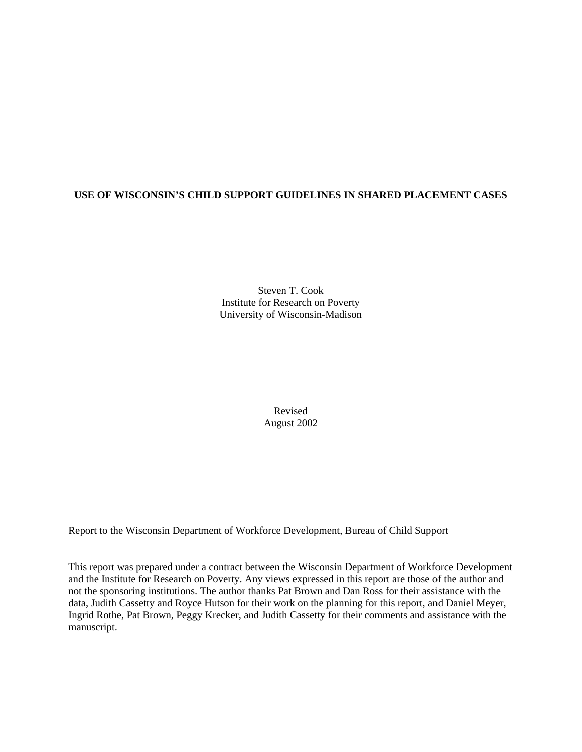# USE OF WISCONSIN'S CHILD SUPPORT GUIDELINES IN SHARED PLACEMENT CASES

Steven T. Cook
Institute for Research on Poverty
University of Wisconsin-Madison

Revised
August 2002

Report to the Wisconsin Department of Workforce Development, Bureau of Child Support

This report was prepared under a contract between the Wisconsin Department of Workforce Development and the Institute for Research on Poverty. Any views expressed in this report are those of the author and not the sponsoring institutions. The author thanks Pat Brown and Dan Ross for their assistance with the data, Judith Cassetty and Royce Hutson for their work on the planning for this report, and Daniel Meyer, Ingrid Rothe, Pat Brown, Peggy Krecker, and Judith Cassetty for their comments and assistance with the manuscript.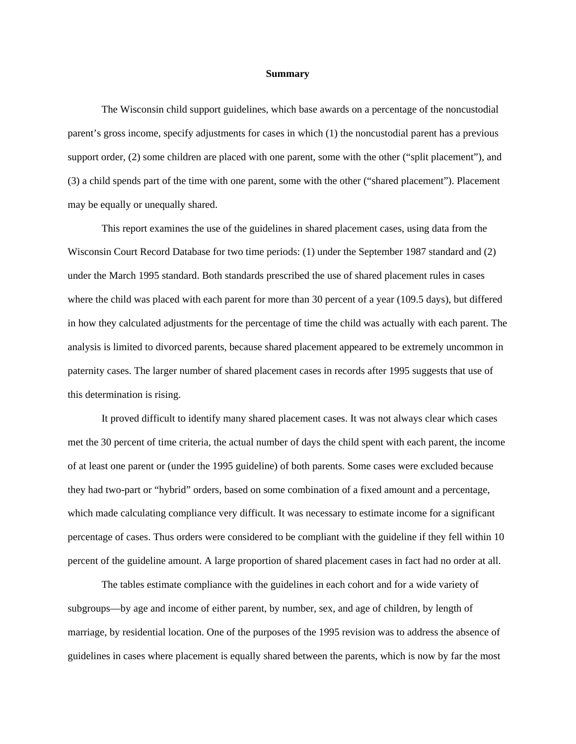## Summary

The Wisconsin child support guidelines, which base awards on a percentage of the noncustodial parent's gross income, specify adjustments for cases in which (1) the noncustodial parent has a previous support order, (2) some children are placed with one parent, some with the other ("split placement"), and (3) a child spends part of the time with one parent, some with the other ("shared placement"). Placement may be equally or unequally shared.

This report examines the use of the guidelines in shared placement cases, using data from the Wisconsin Court Record Database for two time periods: (1) under the September 1987 standard and (2) under the March 1995 standard. Both standards prescribed the use of shared placement rules in cases where the child was placed with each parent for more than 30 percent of a year (109.5 days), but differed in how they calculated adjustments for the percentage of time the child was actually with each parent. The analysis is limited to divorced parents, because shared placement appeared to be extremely uncommon in paternity cases. The larger number of shared placement cases in records after 1995 suggests that use of this determination is rising.

It proved difficult to identify many shared placement cases. It was not always clear which cases met the 30 percent of time criteria, the actual number of days the child spent with each parent, the income of at least one parent or (under the 1995 guideline) of both parents. Some cases were excluded because they had two-part or "hybrid" orders, based on some combination of a fixed amount and a percentage, which made calculating compliance very difficult. It was necessary to estimate income for a significant percentage of cases. Thus orders were considered to be compliant with the guideline if they fell within 10 percent of the guideline amount. A large proportion of shared placement cases in fact had no order at all.

The tables estimate compliance with the guidelines in each cohort and for a wide variety of subgroups—by age and income of either parent, by number, sex, and age of children, by length of marriage, by residential location. One of the purposes of the 1995 revision was to address the absence of guidelines in cases where placement is equally shared between the parents, which is now by far the most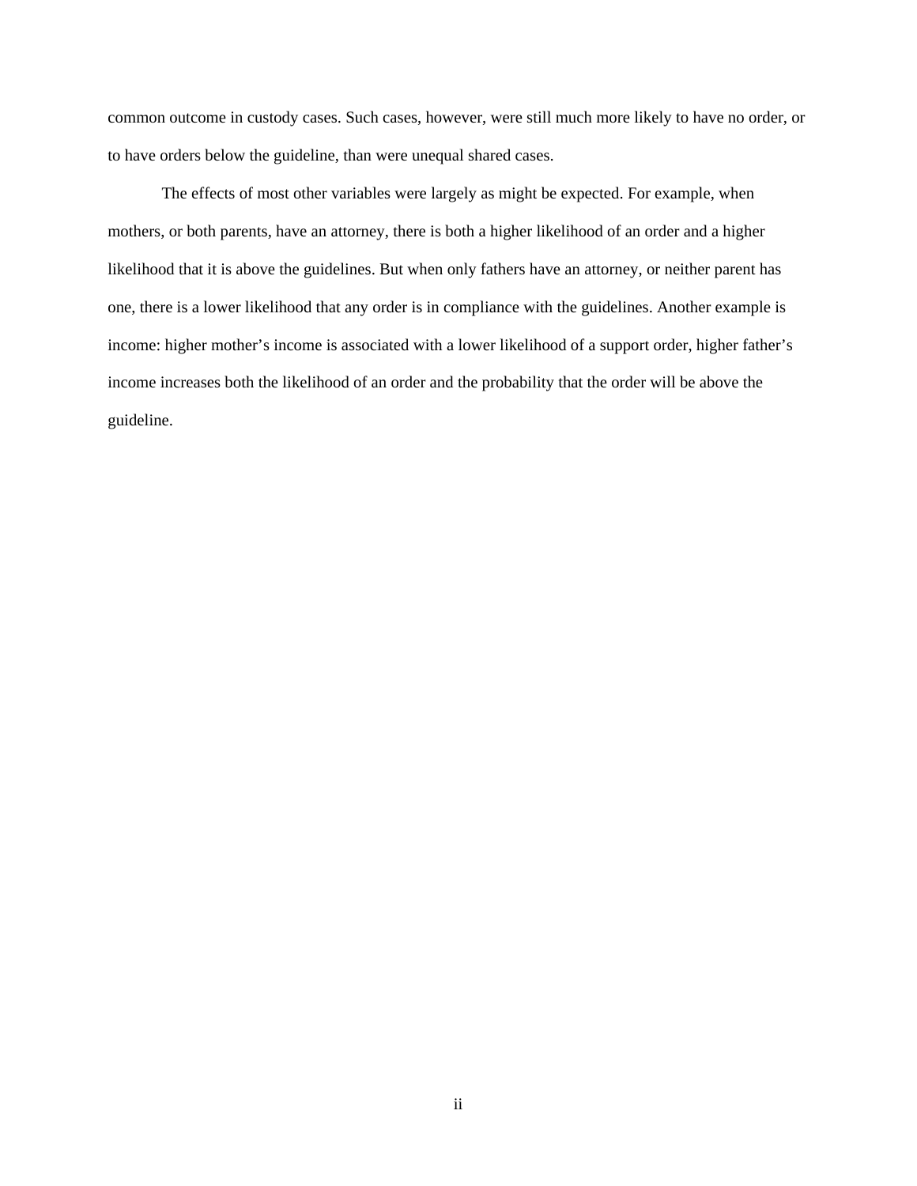common outcome in custody cases. Such cases, however, were still much more likely to have no order, or to have orders below the guideline, than were unequal shared cases.

The effects of most other variables were largely as might be expected. For example, when mothers, or both parents, have an attorney, there is both a higher likelihood of an order and a higher likelihood that it is above the guidelines. But when only fathers have an attorney, or neither parent has one, there is a lower likelihood that any order is in compliance with the guidelines. Another example is income: higher mother's income is associated with a lower likelihood of a support order, higher father's income increases both the likelihood of an order and the probability that the order will be above the guideline.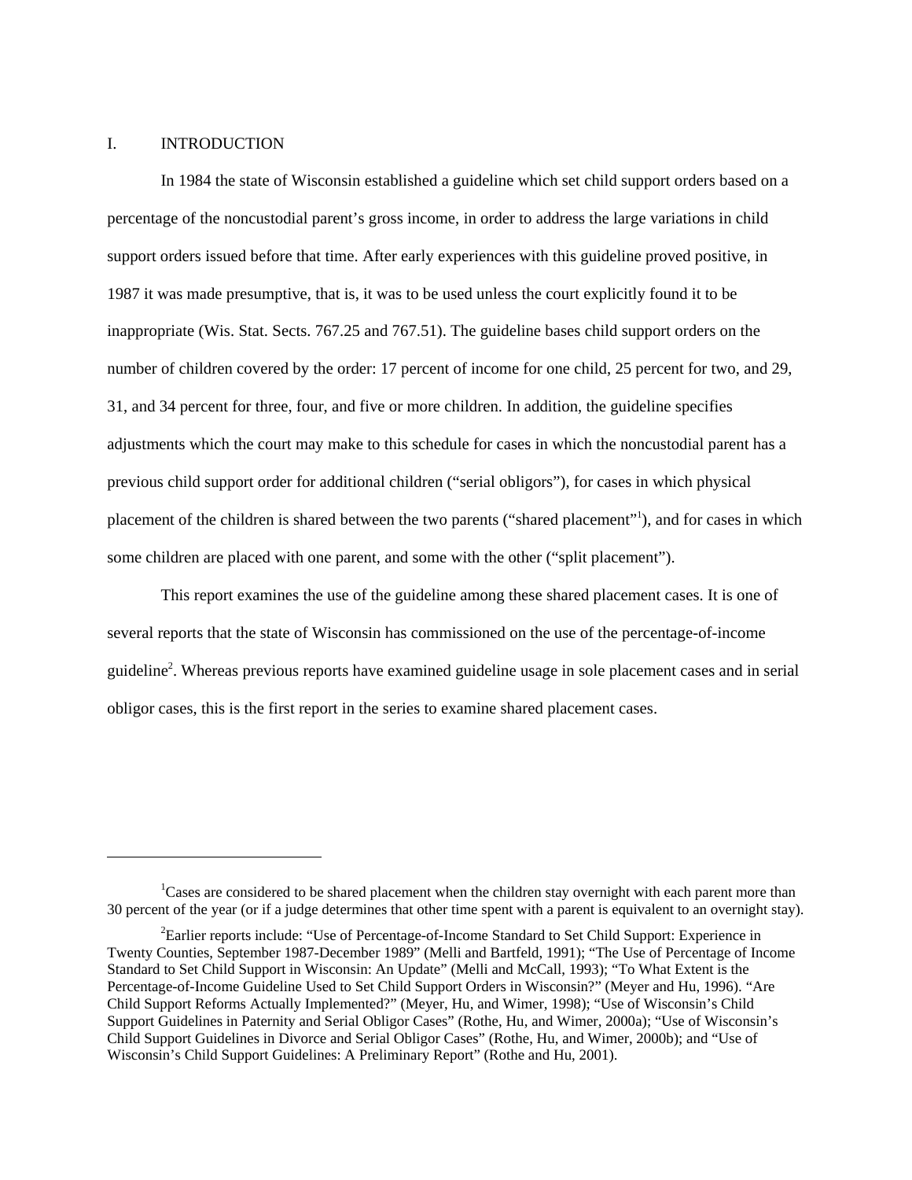# I. INTRODUCTION

In 1984 the state of Wisconsin established a guideline which set child support orders based on a percentage of the noncustodial parent's gross income, in order to address the large variations in child support orders issued before that time. After early experiences with this guideline proved positive, in 1987 it was made presumptive, that is, it was to be used unless the court explicitly found it to be inappropriate (Wis. Stat. Sects. 767.25 and 767.51). The guideline bases child support orders on the number of children covered by the order: 17 percent of income for one child, 25 percent for two, and 29, 31, and 34 percent for three, four, and five or more children. In addition, the guideline specifies adjustments which the court may make to this schedule for cases in which the noncustodial parent has a previous child support order for additional children ("serial obligors"), for cases in which physical placement of the children is shared between the two parents ("shared placement"[1]), and for cases in which some children are placed with one parent, and some with the other ("split placement").

This report examines the use of the guideline among these shared placement cases. It is one of several reports that the state of Wisconsin has commissioned on the use of the percentage-of-income guideline[2]. Whereas previous reports have examined guideline usage in sole placement cases and in serial obligor cases, this is the first report in the series to examine shared placement cases.

---

[1]Cases are considered to be shared placement when the children stay overnight with each parent more than 30 percent of the year (or if a judge determines that other time spent with a parent is equivalent to an overnight stay).

[2]Earlier reports include: "Use of Percentage-of-Income Standard to Set Child Support: Experience in Twenty Counties, September 1987-December 1989" (Melli and Bartfeld, 1991); "The Use of Percentage of Income Standard to Set Child Support in Wisconsin: An Update" (Melli and McCall, 1993); "To What Extent is the Percentage-of-Income Guideline Used to Set Child Support Orders in Wisconsin?" (Meyer and Hu, 1996). "Are Child Support Reforms Actually Implemented?" (Meyer, Hu, and Wimer, 1998); "Use of Wisconsin's Child Support Guidelines in Paternity and Serial Obligor Cases" (Rothe, Hu, and Wimer, 2000a); "Use of Wisconsin's Child Support Guidelines in Divorce and Serial Obligor Cases" (Rothe, Hu, and Wimer, 2000b); and "Use of Wisconsin's Child Support Guidelines: A Preliminary Report" (Rothe and Hu, 2001).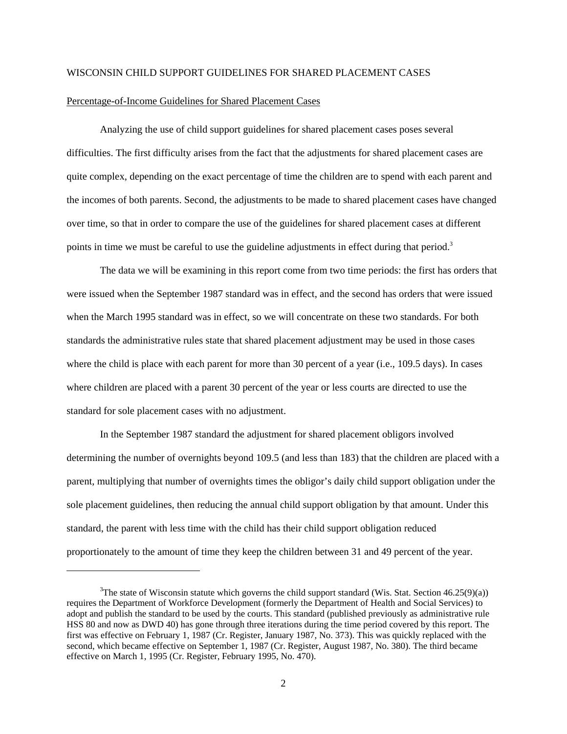WISCONSIN CHILD SUPPORT GUIDELINES FOR SHARED PLACEMENT CASES

Percentage-of-Income Guidelines for Shared Placement Cases

Analyzing the use of child support guidelines for shared placement cases poses several difficulties. The first difficulty arises from the fact that the adjustments for shared placement cases are quite complex, depending on the exact percentage of time the children are to spend with each parent and the incomes of both parents. Second, the adjustments to be made to shared placement cases have changed over time, so that in order to compare the use of the guidelines for shared placement cases at different points in time we must be careful to use the guideline adjustments in effect during that period.[3]

The data we will be examining in this report come from two time periods: the first has orders that were issued when the September 1987 standard was in effect, and the second has orders that were issued when the March 1995 standard was in effect, so we will concentrate on these two standards. For both standards the administrative rules state that shared placement adjustment may be used in those cases where the child is place with each parent for more than 30 percent of a year (i.e., 109.5 days). In cases where children are placed with a parent 30 percent of the year or less courts are directed to use the standard for sole placement cases with no adjustment.

In the September 1987 standard the adjustment for shared placement obligors involved determining the number of overnights beyond 109.5 (and less than 183) that the children are placed with a parent, multiplying that number of overnights times the obligor's daily child support obligation under the sole placement guidelines, then reducing the annual child support obligation by that amount. Under this standard, the parent with less time with the child has their child support obligation reduced proportionately to the amount of time they keep the children between 31 and 49 percent of the year.

---

[3] The state of Wisconsin statute which governs the child support standard (Wis. Stat. Section 46.25(9)(a)) requires the Department of Workforce Development (formerly the Department of Health and Social Services) to adopt and publish the standard to be used by the courts. This standard (published previously as administrative rule HSS 80 and now as DWD 40) has gone through three iterations during the time period covered by this report. The first was effective on February 1, 1987 (Cr. Register, January 1987, No. 373). This was quickly replaced with the second, which became effective on September 1, 1987 (Cr. Register, August 1987, No. 380). The third became effective on March 1, 1995 (Cr. Register, February 1995, No. 470).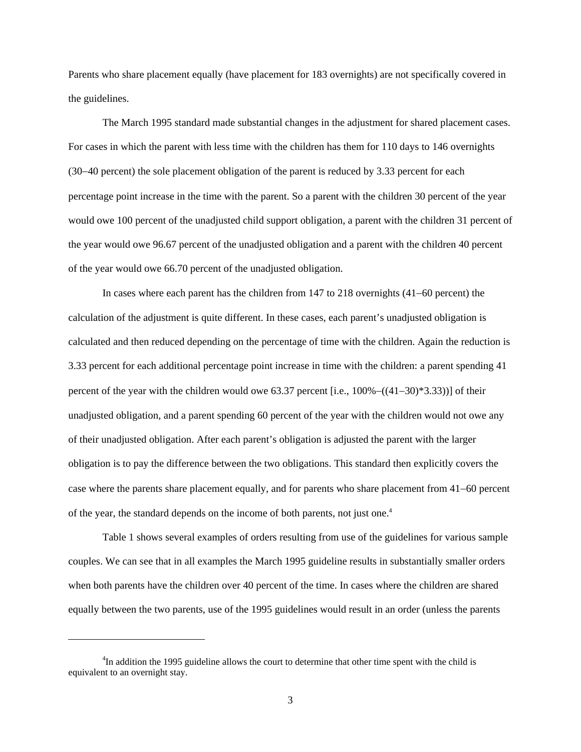Parents who share placement equally (have placement for 183 overnights) are not specifically covered in the guidelines.

The March 1995 standard made substantial changes in the adjustment for shared placement cases. For cases in which the parent with less time with the children has them for 110 days to 146 overnights (30–40 percent) the sole placement obligation of the parent is reduced by 3.33 percent for each percentage point increase in the time with the parent. So a parent with the children 30 percent of the year would owe 100 percent of the unadjusted child support obligation, a parent with the children 31 percent of the year would owe 96.67 percent of the unadjusted obligation and a parent with the children 40 percent of the year would owe 66.70 percent of the unadjusted obligation.

In cases where each parent has the children from 147 to 218 overnights (41–60 percent) the calculation of the adjustment is quite different. In these cases, each parent's unadjusted obligation is calculated and then reduced depending on the percentage of time with the children. Again the reduction is 3.33 percent for each additional percentage point increase in time with the children: a parent spending 41 percent of the year with the children would owe 63.37 percent [i.e., 100%–((41–30)*3.33))] of their unadjusted obligation, and a parent spending 60 percent of the year with the children would not owe any of their unadjusted obligation. After each parent's obligation is adjusted the parent with the larger obligation is to pay the difference between the two obligations. This standard then explicitly covers the case where the parents share placement equally, and for parents who share placement from 41–60 percent of the year, the standard depends on the income of both parents, not just one.[4]

Table 1 shows several examples of orders resulting from use of the guidelines for various sample couples. We can see that in all examples the March 1995 guideline results in substantially smaller orders when both parents have the children over 40 percent of the time. In cases where the children are shared equally between the two parents, use of the 1995 guidelines would result in an order (unless the parents

---

[4]In addition the 1995 guideline allows the court to determine that other time spent with the child is equivalent to an overnight stay.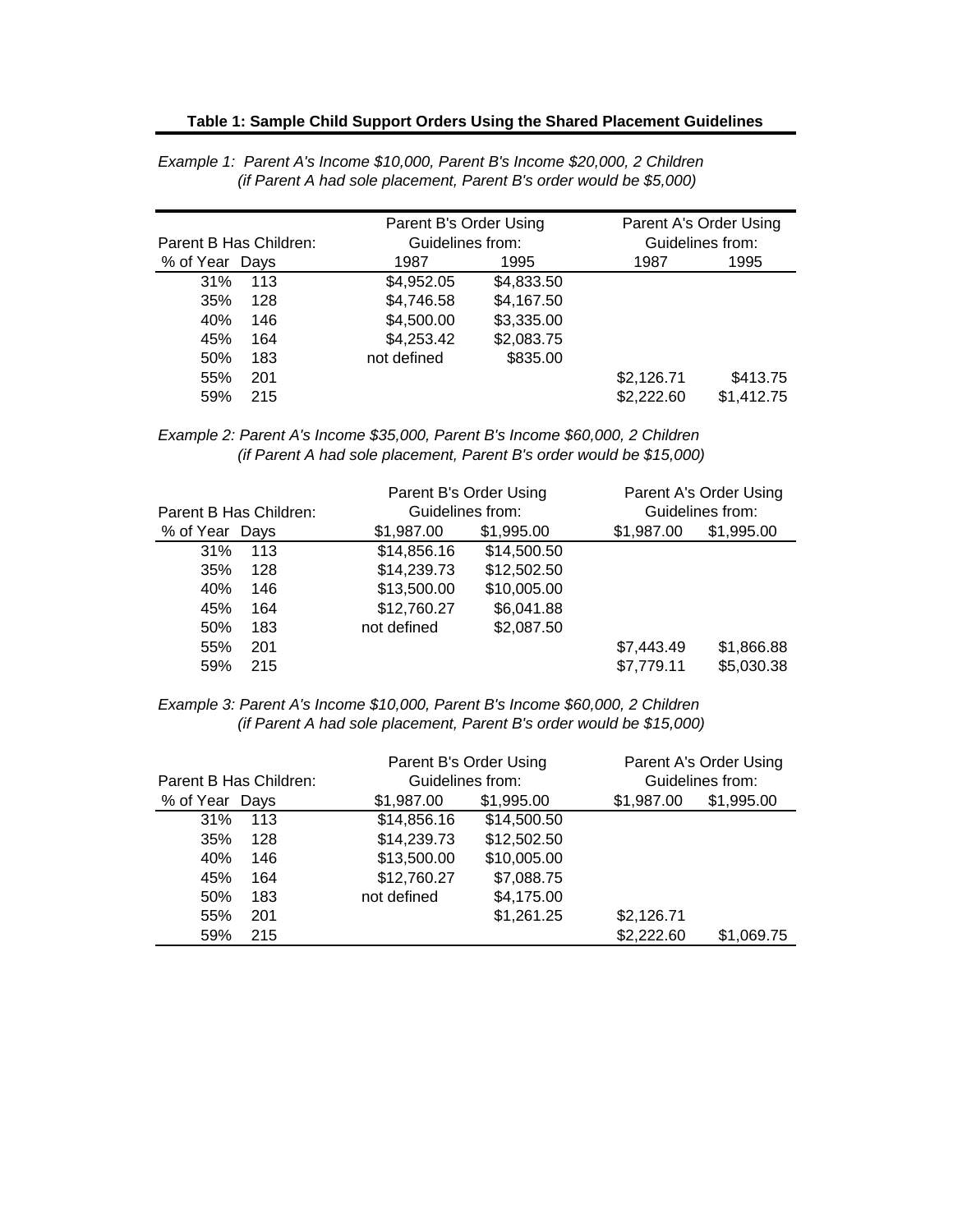**Table 1: Sample Child Support Orders Using the Shared Placement Guidelines**

*Example 1: Parent A's Income $10,000, Parent B's Income $20,000, 2 Children*
*(if Parent A had sole placement, Parent B's order would be $5,000)*

| Parent B Has Children: | | Parent B's Order Using Guidelines from: | | Parent A's Order Using Guidelines from: | |
|---|---|---|---|---|---|
| % of Year | Days | 1987 | 1995 | 1987 | 1995 |
| 31% | 113 | $4,952.05 | $4,833.50 | | |
| 35% | 128 | $4,746.58 | $4,167.50 | | |
| 40% | 146 | $4,500.00 | $3,335.00 | | |
| 45% | 164 | $4,253.42 | $2,083.75 | | |
| 50% | 183 | not defined | $835.00 | | |
| 55% | 201 | | | $2,126.71 | $413.75 |
| 59% | 215 | | | $2,222.60 | $1,412.75 |

*Example 2: Parent A's Income $35,000, Parent B's Income $60,000, 2 Children*
*(if Parent A had sole placement, Parent B's order would be $15,000)*

| Parent B Has Children: | | Parent B's Order Using Guidelines from: | | Parent A's Order Using Guidelines from: | |
|---|---|---|---|---|---|
| % of Year | Days | $1,987.00 | $1,995.00 | $1,987.00 | $1,995.00 |
| 31% | 113 | $14,856.16 | $14,500.50 | | |
| 35% | 128 | $14,239.73 | $12,502.50 | | |
| 40% | 146 | $13,500.00 | $10,005.00 | | |
| 45% | 164 | $12,760.27 | $6,041.88 | | |
| 50% | 183 | not defined | $2,087.50 | | |
| 55% | 201 | | | $7,443.49 | $1,866.88 |
| 59% | 215 | | | $7,779.11 | $5,030.38 |

*Example 3: Parent A's Income $10,000, Parent B's Income $60,000, 2 Children*
*(if Parent A had sole placement, Parent B's order would be $15,000)*

| Parent B Has Children: | | Parent B's Order Using Guidelines from: | | Parent A's Order Using Guidelines from: | |
|---|---|---|---|---|---|
| % of Year | Days | $1,987.00 | $1,995.00 | $1,987.00 | $1,995.00 |
| 31% | 113 | $14,856.16 | $14,500.50 | | |
| 35% | 128 | $14,239.73 | $12,502.50 | | |
| 40% | 146 | $13,500.00 | $10,005.00 | | |
| 45% | 164 | $12,760.27 | $7,088.75 | | |
| 50% | 183 | not defined | $4,175.00 | | |
| 55% | 201 | | $1,261.25 | $2,126.71 | |
| 59% | 215 | | | $2,222.60 | $1,069.75 |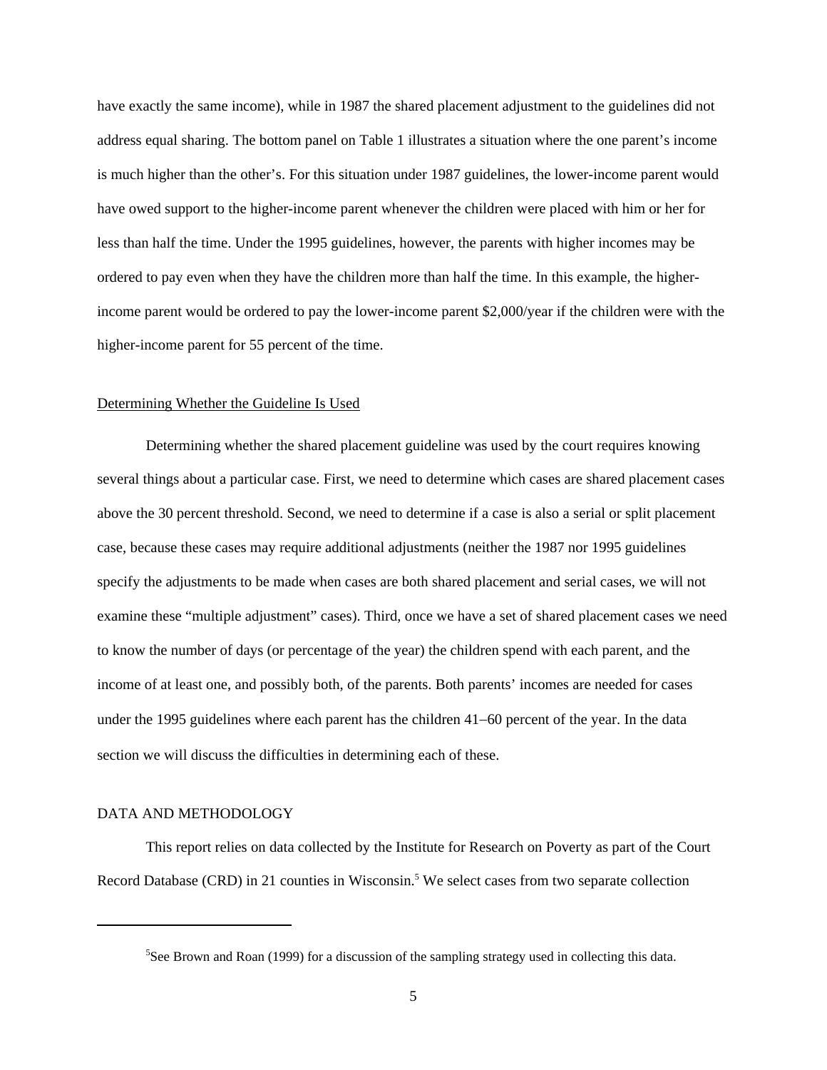have exactly the same income), while in 1987 the shared placement adjustment to the guidelines did not address equal sharing. The bottom panel on Table 1 illustrates a situation where the one parent's income is much higher than the other's. For this situation under 1987 guidelines, the lower-income parent would have owed support to the higher-income parent whenever the children were placed with him or her for less than half the time. Under the 1995 guidelines, however, the parents with higher incomes may be ordered to pay even when they have the children more than half the time. In this example, the higher-income parent would be ordered to pay the lower-income parent $2,000/year if the children were with the higher-income parent for 55 percent of the time.

Determining Whether the Guideline Is Used

Determining whether the shared placement guideline was used by the court requires knowing several things about a particular case. First, we need to determine which cases are shared placement cases above the 30 percent threshold. Second, we need to determine if a case is also a serial or split placement case, because these cases may require additional adjustments (neither the 1987 nor 1995 guidelines specify the adjustments to be made when cases are both shared placement and serial cases, we will not examine these "multiple adjustment" cases). Third, once we have a set of shared placement cases we need to know the number of days (or percentage of the year) the children spend with each parent, and the income of at least one, and possibly both, of the parents. Both parents' incomes are needed for cases under the 1995 guidelines where each parent has the children 41−60 percent of the year. In the data section we will discuss the difficulties in determining each of these.

## DATA AND METHODOLOGY

This report relies on data collected by the Institute for Research on Poverty as part of the Court Record Database (CRD) in 21 counties in Wisconsin.[5] We select cases from two separate collection

[5]See Brown and Roan (1999) for a discussion of the sampling strategy used in collecting this data.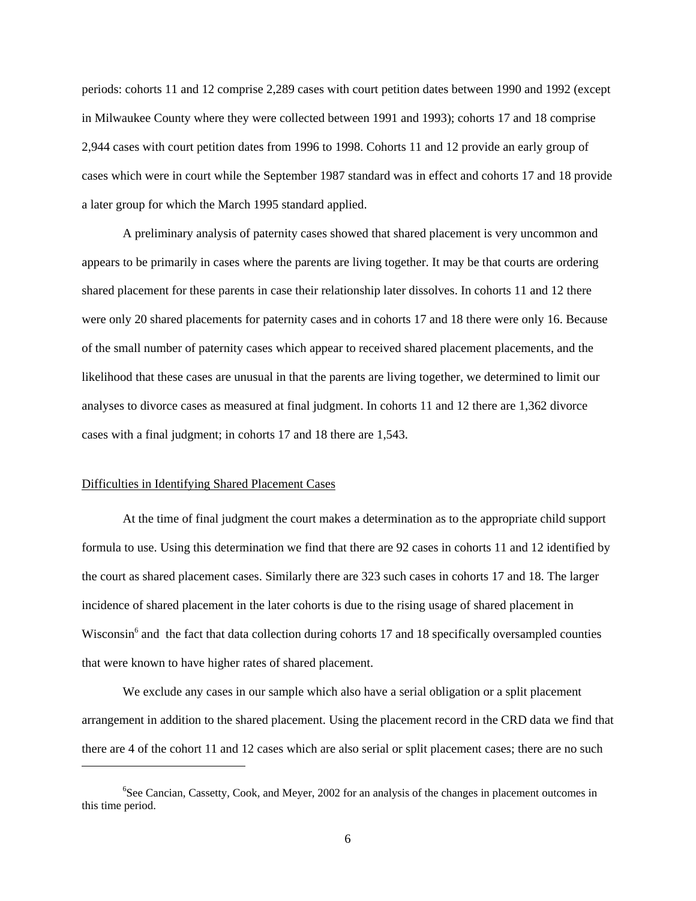periods: cohorts 11 and 12 comprise 2,289 cases with court petition dates between 1990 and 1992 (except in Milwaukee County where they were collected between 1991 and 1993); cohorts 17 and 18 comprise 2,944 cases with court petition dates from 1996 to 1998. Cohorts 11 and 12 provide an early group of cases which were in court while the September 1987 standard was in effect and cohorts 17 and 18 provide a later group for which the March 1995 standard applied.

A preliminary analysis of paternity cases showed that shared placement is very uncommon and appears to be primarily in cases where the parents are living together. It may be that courts are ordering shared placement for these parents in case their relationship later dissolves. In cohorts 11 and 12 there were only 20 shared placements for paternity cases and in cohorts 17 and 18 there were only 16. Because of the small number of paternity cases which appear to received shared placement placements, and the likelihood that these cases are unusual in that the parents are living together, we determined to limit our analyses to divorce cases as measured at final judgment. In cohorts 11 and 12 there are 1,362 divorce cases with a final judgment; in cohorts 17 and 18 there are 1,543.

## Difficulties in Identifying Shared Placement Cases

At the time of final judgment the court makes a determination as to the appropriate child support formula to use. Using this determination we find that there are 92 cases in cohorts 11 and 12 identified by the court as shared placement cases. Similarly there are 323 such cases in cohorts 17 and 18. The larger incidence of shared placement in the later cohorts is due to the rising usage of shared placement in Wisconsin[6] and the fact that data collection during cohorts 17 and 18 specifically oversampled counties that were known to have higher rates of shared placement.

We exclude any cases in our sample which also have a serial obligation or a split placement arrangement in addition to the shared placement. Using the placement record in the CRD data we find that there are 4 of the cohort 11 and 12 cases which are also serial or split placement cases; there are no such

[6] See Cancian, Cassetty, Cook, and Meyer, 2002 for an analysis of the changes in placement outcomes in this time period.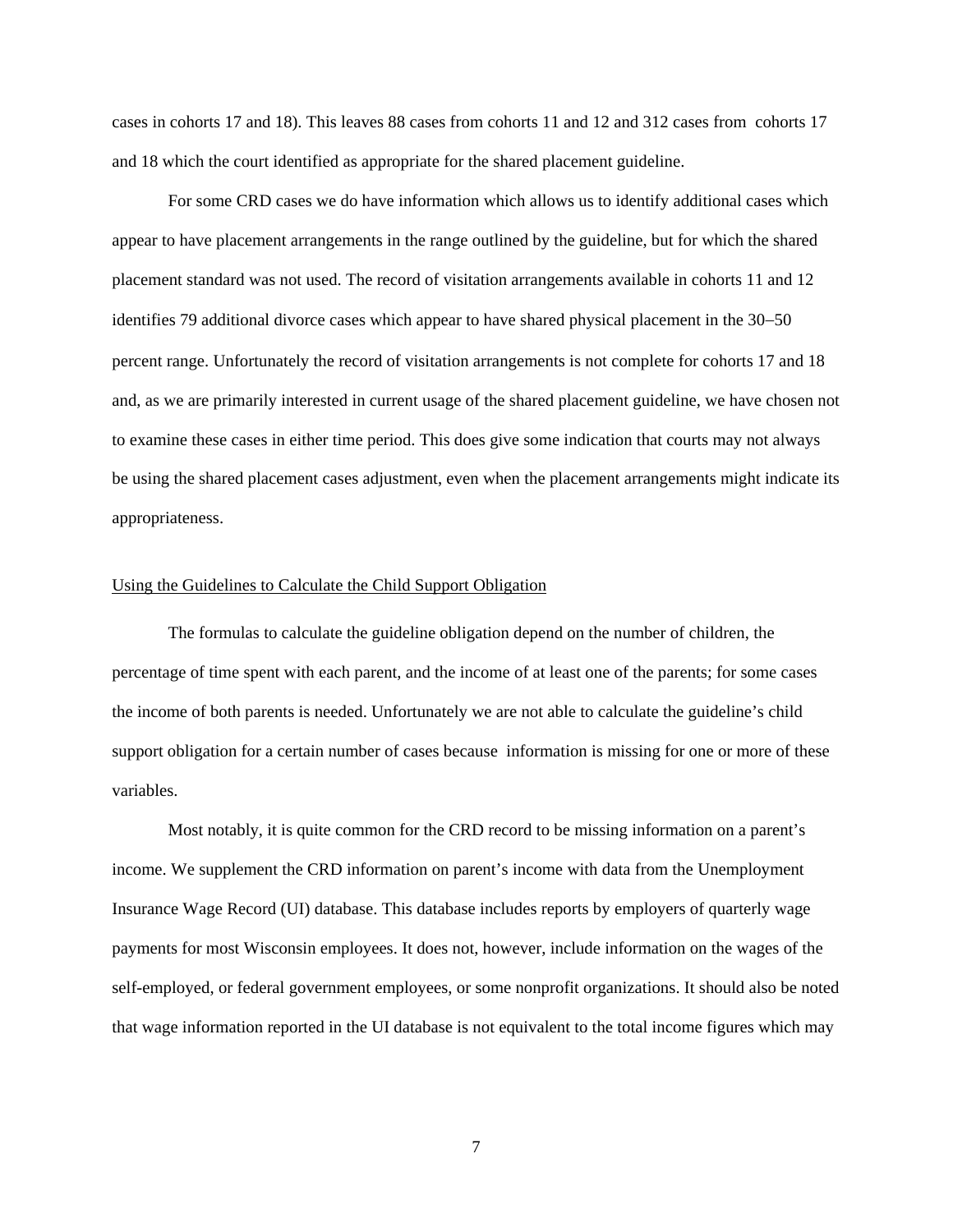cases in cohorts 17 and 18). This leaves 88 cases from cohorts 11 and 12 and 312 cases from cohorts 17 and 18 which the court identified as appropriate for the shared placement guideline.

For some CRD cases we do have information which allows us to identify additional cases which appear to have placement arrangements in the range outlined by the guideline, but for which the shared placement standard was not used. The record of visitation arrangements available in cohorts 11 and 12 identifies 79 additional divorce cases which appear to have shared physical placement in the 30–50 percent range. Unfortunately the record of visitation arrangements is not complete for cohorts 17 and 18 and, as we are primarily interested in current usage of the shared placement guideline, we have chosen not to examine these cases in either time period. This does give some indication that courts may not always be using the shared placement cases adjustment, even when the placement arrangements might indicate its appropriateness.

## Using the Guidelines to Calculate the Child Support Obligation

The formulas to calculate the guideline obligation depend on the number of children, the percentage of time spent with each parent, and the income of at least one of the parents; for some cases the income of both parents is needed. Unfortunately we are not able to calculate the guideline's child support obligation for a certain number of cases because information is missing for one or more of these variables.

Most notably, it is quite common for the CRD record to be missing information on a parent's income. We supplement the CRD information on parent's income with data from the Unemployment Insurance Wage Record (UI) database. This database includes reports by employers of quarterly wage payments for most Wisconsin employees. It does not, however, include information on the wages of the self-employed, or federal government employees, or some nonprofit organizations. It should also be noted that wage information reported in the UI database is not equivalent to the total income figures which may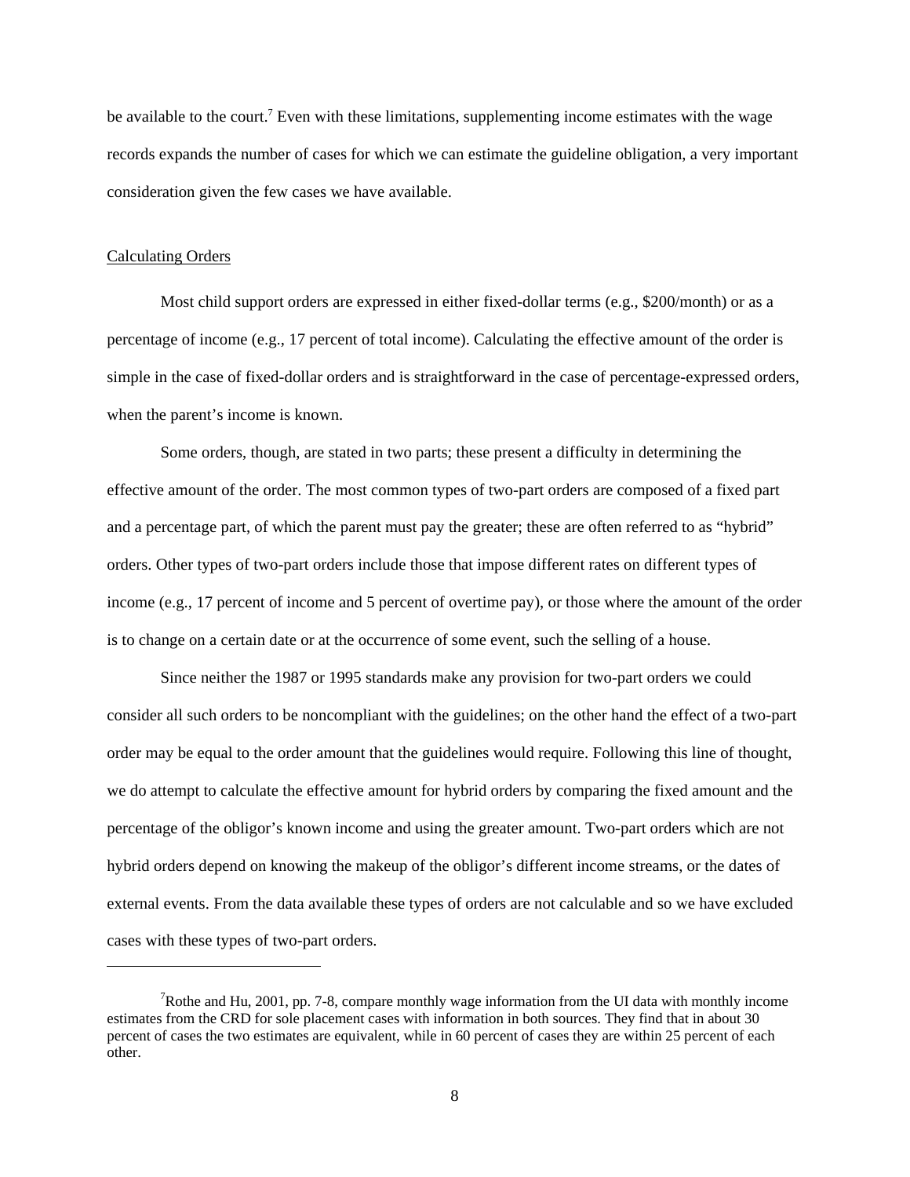be available to the court.[7] Even with these limitations, supplementing income estimates with the wage records expands the number of cases for which we can estimate the guideline obligation, a very important consideration given the few cases we have available.

Calculating Orders

Most child support orders are expressed in either fixed-dollar terms (e.g., $200/month) or as a percentage of income (e.g., 17 percent of total income). Calculating the effective amount of the order is simple in the case of fixed-dollar orders and is straightforward in the case of percentage-expressed orders, when the parent's income is known.

Some orders, though, are stated in two parts; these present a difficulty in determining the effective amount of the order. The most common types of two-part orders are composed of a fixed part and a percentage part, of which the parent must pay the greater; these are often referred to as "hybrid" orders. Other types of two-part orders include those that impose different rates on different types of income (e.g., 17 percent of income and 5 percent of overtime pay), or those where the amount of the order is to change on a certain date or at the occurrence of some event, such the selling of a house.

Since neither the 1987 or 1995 standards make any provision for two-part orders we could consider all such orders to be noncompliant with the guidelines; on the other hand the effect of a two-part order may be equal to the order amount that the guidelines would require. Following this line of thought, we do attempt to calculate the effective amount for hybrid orders by comparing the fixed amount and the percentage of the obligor's known income and using the greater amount. Two-part orders which are not hybrid orders depend on knowing the makeup of the obligor's different income streams, or the dates of external events. From the data available these types of orders are not calculable and so we have excluded cases with these types of two-part orders.

---

[7] Rothe and Hu, 2001, pp. 7-8, compare monthly wage information from the UI data with monthly income estimates from the CRD for sole placement cases with information in both sources. They find that in about 30 percent of cases the two estimates are equivalent, while in 60 percent of cases they are within 25 percent of each other.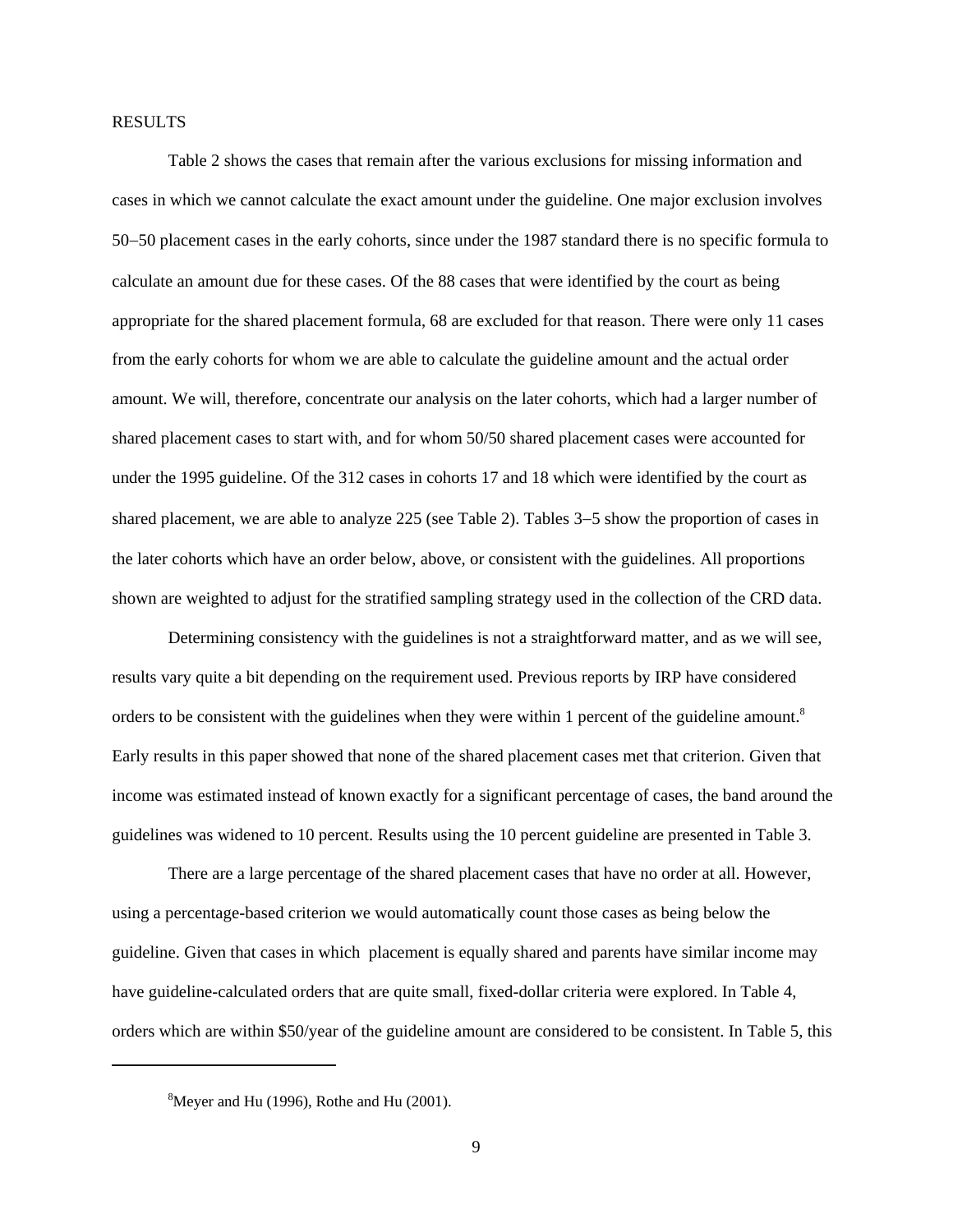## RESULTS

Table 2 shows the cases that remain after the various exclusions for missing information and cases in which we cannot calculate the exact amount under the guideline. One major exclusion involves 50–50 placement cases in the early cohorts, since under the 1987 standard there is no specific formula to calculate an amount due for these cases. Of the 88 cases that were identified by the court as being appropriate for the shared placement formula, 68 are excluded for that reason. There were only 11 cases from the early cohorts for whom we are able to calculate the guideline amount and the actual order amount. We will, therefore, concentrate our analysis on the later cohorts, which had a larger number of shared placement cases to start with, and for whom 50/50 shared placement cases were accounted for under the 1995 guideline. Of the 312 cases in cohorts 17 and 18 which were identified by the court as shared placement, we are able to analyze 225 (see Table 2). Tables 3–5 show the proportion of cases in the later cohorts which have an order below, above, or consistent with the guidelines. All proportions shown are weighted to adjust for the stratified sampling strategy used in the collection of the CRD data.

Determining consistency with the guidelines is not a straightforward matter, and as we will see, results vary quite a bit depending on the requirement used. Previous reports by IRP have considered orders to be consistent with the guidelines when they were within 1 percent of the guideline amount.[8] Early results in this paper showed that none of the shared placement cases met that criterion. Given that income was estimated instead of known exactly for a significant percentage of cases, the band around the guidelines was widened to 10 percent. Results using the 10 percent guideline are presented in Table 3.

There are a large percentage of the shared placement cases that have no order at all. However, using a percentage-based criterion we would automatically count those cases as being below the guideline. Given that cases in which placement is equally shared and parents have similar income may have guideline-calculated orders that are quite small, fixed-dollar criteria were explored. In Table 4, orders which are within $50/year of the guideline amount are considered to be consistent. In Table 5, this

[8] Meyer and Hu (1996), Rothe and Hu (2001).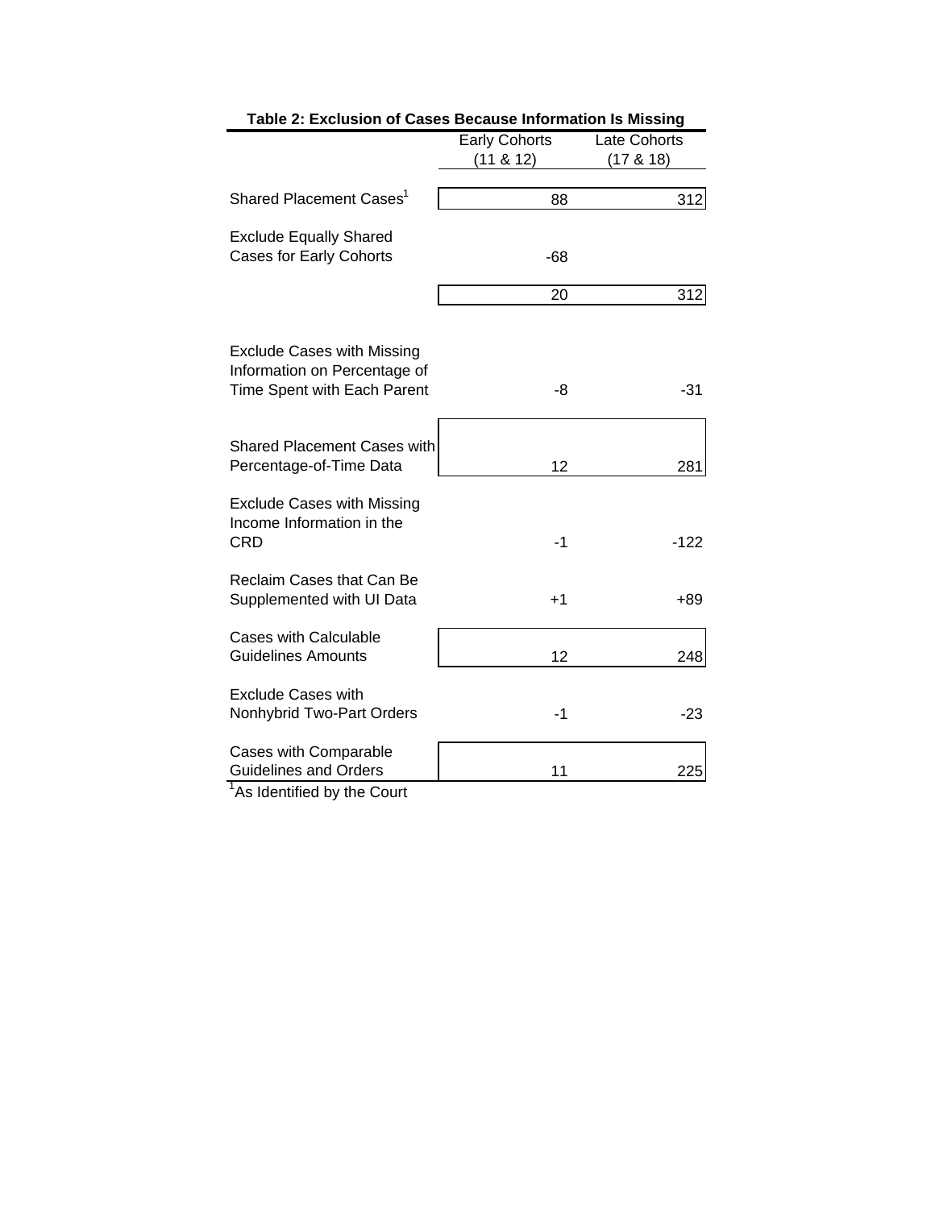**Table 2: Exclusion of Cases Because Information Is Missing**

| | Early Cohorts (11 & 12) | Late Cohorts (17 & 18) |
|---|---|---|
| Shared Placement Cases[1] | 88 | 312 |
| Exclude Equally Shared Cases for Early Cohorts | -68 | |
| | 20 | 312 |
| Exclude Cases with Missing Information on Percentage of Time Spent with Each Parent | -8 | -31 |
| Shared Placement Cases with Percentage-of-Time Data | 12 | 281 |
| Exclude Cases with Missing Income Information in the CRD | -1 | -122 |
| Reclaim Cases that Can Be Supplemented with UI Data | +1 | +89 |
| Cases with Calculable Guidelines Amounts | 12 | 248 |
| Exclude Cases with Nonhybrid Two-Part Orders | -1 | -23 |
| Cases with Comparable Guidelines and Orders | 11 | 225 |

[1]As Identified by the Court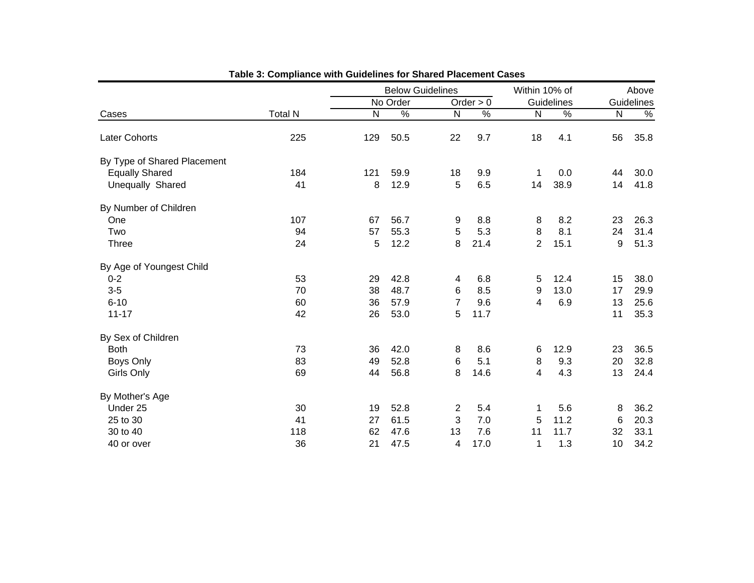**Table 3: Compliance with Guidelines for Shared Placement Cases**

| Cases | Total N | Below Guidelines: No Order N | No Order % | Below Guidelines: Order > 0 N | Order > 0 % | Within 10% of Guidelines N | Within 10% of Guidelines % | Above Guidelines N | Above Guidelines % |
|---|---|---|---|---|---|---|---|---|---|
| Later Cohorts | 225 | 129 | 50.5 | 22 | 9.7 | 18 | 4.1 | 56 | 35.8 |
| By Type of Shared Placement | | | | | | | | | |
| Equally Shared | 184 | 121 | 59.9 | 18 | 9.9 | 1 | 0.0 | 44 | 30.0 |
| Unequally Shared | 41 | 8 | 12.9 | 5 | 6.5 | 14 | 38.9 | 14 | 41.8 |
| By Number of Children | | | | | | | | | |
| One | 107 | 67 | 56.7 | 9 | 8.8 | 8 | 8.2 | 23 | 26.3 |
| Two | 94 | 57 | 55.3 | 5 | 5.3 | 8 | 8.1 | 24 | 31.4 |
| Three | 24 | 5 | 12.2 | 8 | 21.4 | 2 | 15.1 | 9 | 51.3 |
| By Age of Youngest Child | | | | | | | | | |
| 0-2 | 53 | 29 | 42.8 | 4 | 6.8 | 5 | 12.4 | 15 | 38.0 |
| 3-5 | 70 | 38 | 48.7 | 6 | 8.5 | 9 | 13.0 | 17 | 29.9 |
| 6-10 | 60 | 36 | 57.9 | 7 | 9.6 | 4 | 6.9 | 13 | 25.6 |
| 11-17 | 42 | 26 | 53.0 | 5 | 11.7 | | | 11 | 35.3 |
| By Sex of Children | | | | | | | | | |
| Both | 73 | 36 | 42.0 | 8 | 8.6 | 6 | 12.9 | 23 | 36.5 |
| Boys Only | 83 | 49 | 52.8 | 6 | 5.1 | 8 | 9.3 | 20 | 32.8 |
| Girls Only | 69 | 44 | 56.8 | 8 | 14.6 | 4 | 4.3 | 13 | 24.4 |
| By Mother's Age | | | | | | | | | |
| Under 25 | 30 | 19 | 52.8 | 2 | 5.4 | 1 | 5.6 | 8 | 36.2 |
| 25 to 30 | 41 | 27 | 61.5 | 3 | 7.0 | 5 | 11.2 | 6 | 20.3 |
| 30 to 40 | 118 | 62 | 47.6 | 13 | 7.6 | 11 | 11.7 | 32 | 33.1 |
| 40 or over | 36 | 21 | 47.5 | 4 | 17.0 | 1 | 1.3 | 10 | 34.2 |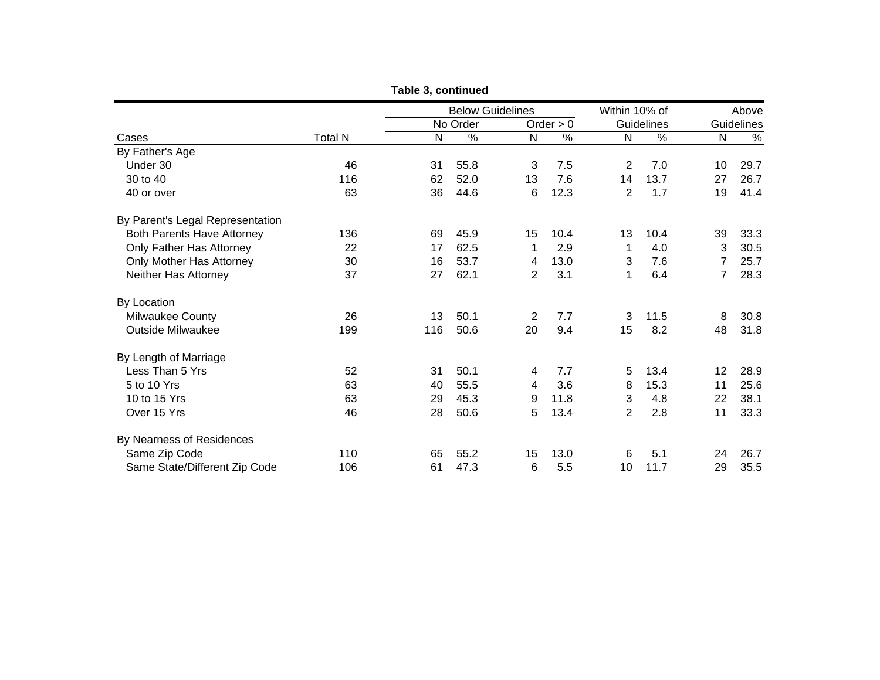**Table 3, continued**

| Cases | Total N | Below Guidelines | | | | Within 10% of Guidelines | | Above Guidelines | |
|---|---|---|---|---|---|---|---|---|---|
| | | No Order | | Order > 0 | | | | | |
| | | N | % | N | % | N | % | N | % |
| By Father's Age | | | | | | | | | |
| Under 30 | 46 | 31 | 55.8 | 3 | 7.5 | 2 | 7.0 | 10 | 29.7 |
| 30 to 40 | 116 | 62 | 52.0 | 13 | 7.6 | 14 | 13.7 | 27 | 26.7 |
| 40 or over | 63 | 36 | 44.6 | 6 | 12.3 | 2 | 1.7 | 19 | 41.4 |
| By Parent's Legal Representation | | | | | | | | | |
| Both Parents Have Attorney | 136 | 69 | 45.9 | 15 | 10.4 | 13 | 10.4 | 39 | 33.3 |
| Only Father Has Attorney | 22 | 17 | 62.5 | 1 | 2.9 | 1 | 4.0 | 3 | 30.5 |
| Only Mother Has Attorney | 30 | 16 | 53.7 | 4 | 13.0 | 3 | 7.6 | 7 | 25.7 |
| Neither Has Attorney | 37 | 27 | 62.1 | 2 | 3.1 | 1 | 6.4 | 7 | 28.3 |
| By Location | | | | | | | | | |
| Milwaukee County | 26 | 13 | 50.1 | 2 | 7.7 | 3 | 11.5 | 8 | 30.8 |
| Outside Milwaukee | 199 | 116 | 50.6 | 20 | 9.4 | 15 | 8.2 | 48 | 31.8 |
| By Length of Marriage | | | | | | | | | |
| Less Than 5 Yrs | 52 | 31 | 50.1 | 4 | 7.7 | 5 | 13.4 | 12 | 28.9 |
| 5 to 10 Yrs | 63 | 40 | 55.5 | 4 | 3.6 | 8 | 15.3 | 11 | 25.6 |
| 10 to 15 Yrs | 63 | 29 | 45.3 | 9 | 11.8 | 3 | 4.8 | 22 | 38.1 |
| Over 15 Yrs | 46 | 28 | 50.6 | 5 | 13.4 | 2 | 2.8 | 11 | 33.3 |
| By Nearness of Residences | | | | | | | | | |
| Same Zip Code | 110 | 65 | 55.2 | 15 | 13.0 | 6 | 5.1 | 24 | 26.7 |
| Same State/Different Zip Code | 106 | 61 | 47.3 | 6 | 5.5 | 10 | 11.7 | 29 | 35.5 |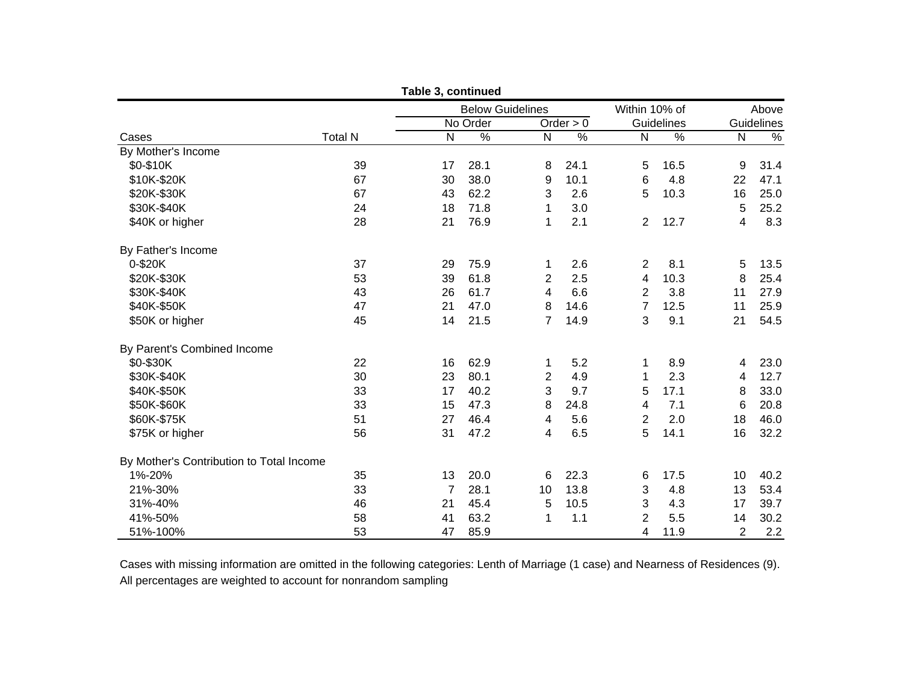**Table 3, continued**

| Cases | Total N | Below Guidelines | | | | Within 10% of Guidelines | | Above Guidelines | |
|---|---|---|---|---|---|---|---|---|---|
| | | No Order | | Order > 0 | | | | | |
| | | N | % | N | % | N | % | N | % |
| By Mother's Income | | | | | | | | | |
| $0-$10K | 39 | 17 | 28.1 | 8 | 24.1 | 5 | 16.5 | 9 | 31.4 |
| $10K-$20K | 67 | 30 | 38.0 | 9 | 10.1 | 6 | 4.8 | 22 | 47.1 |
| $20K-$30K | 67 | 43 | 62.2 | 3 | 2.6 | 5 | 10.3 | 16 | 25.0 |
| $30K-$40K | 24 | 18 | 71.8 | 1 | 3.0 | | | 5 | 25.2 |
| $40K or higher | 28 | 21 | 76.9 | 1 | 2.1 | 2 | 12.7 | 4 | 8.3 |
| By Father's Income | | | | | | | | | |
| 0-$20K | 37 | 29 | 75.9 | 1 | 2.6 | 2 | 8.1 | 5 | 13.5 |
| $20K-$30K | 53 | 39 | 61.8 | 2 | 2.5 | 4 | 10.3 | 8 | 25.4 |
| $30K-$40K | 43 | 26 | 61.7 | 4 | 6.6 | 2 | 3.8 | 11 | 27.9 |
| $40K-$50K | 47 | 21 | 47.0 | 8 | 14.6 | 7 | 12.5 | 11 | 25.9 |
| $50K or higher | 45 | 14 | 21.5 | 7 | 14.9 | 3 | 9.1 | 21 | 54.5 |
| By Parent's Combined Income | | | | | | | | | |
| $0-$30K | 22 | 16 | 62.9 | 1 | 5.2 | 1 | 8.9 | 4 | 23.0 |
| $30K-$40K | 30 | 23 | 80.1 | 2 | 4.9 | 1 | 2.3 | 4 | 12.7 |
| $40K-$50K | 33 | 17 | 40.2 | 3 | 9.7 | 5 | 17.1 | 8 | 33.0 |
| $50K-$60K | 33 | 15 | 47.3 | 8 | 24.8 | 4 | 7.1 | 6 | 20.8 |
| $60K-$75K | 51 | 27 | 46.4 | 4 | 5.6 | 2 | 2.0 | 18 | 46.0 |
| $75K or higher | 56 | 31 | 47.2 | 4 | 6.5 | 5 | 14.1 | 16 | 32.2 |
| By Mother's Contribution to Total Income | | | | | | | | | |
| 1%-20% | 35 | 13 | 20.0 | 6 | 22.3 | 6 | 17.5 | 10 | 40.2 |
| 21%-30% | 33 | 7 | 28.1 | 10 | 13.8 | 3 | 4.8 | 13 | 53.4 |
| 31%-40% | 46 | 21 | 45.4 | 5 | 10.5 | 3 | 4.3 | 17 | 39.7 |
| 41%-50% | 58 | 41 | 63.2 | 1 | 1.1 | 2 | 5.5 | 14 | 30.2 |
| 51%-100% | 53 | 47 | 85.9 | | | 4 | 11.9 | 2 | 2.2 |

Cases with missing information are omitted in the following categories: Lenth of Marriage (1 case) and Nearness of Residences (9).
All percentages are weighted to account for nonrandom sampling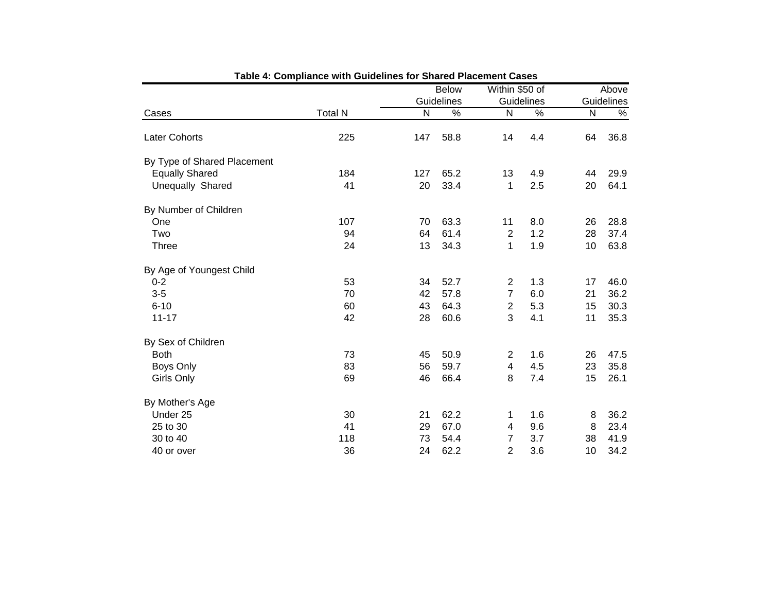**Table 4: Compliance with Guidelines for Shared Placement Cases**

| Cases | Total N | Below Guidelines | | Within $50 of Guidelines | | Above Guidelines | |
|---|---|---|---|---|---|---|---|
| | | N | % | N | % | N | % |
| Later Cohorts | 225 | 147 | 58.8 | 14 | 4.4 | 64 | 36.8 |
| By Type of Shared Placement | | | | | | | |
| Equally Shared | 184 | 127 | 65.2 | 13 | 4.9 | 44 | 29.9 |
| Unequally Shared | 41 | 20 | 33.4 | 1 | 2.5 | 20 | 64.1 |
| By Number of Children | | | | | | | |
| One | 107 | 70 | 63.3 | 11 | 8.0 | 26 | 28.8 |
| Two | 94 | 64 | 61.4 | 2 | 1.2 | 28 | 37.4 |
| Three | 24 | 13 | 34.3 | 1 | 1.9 | 10 | 63.8 |
| By Age of Youngest Child | | | | | | | |
| 0-2 | 53 | 34 | 52.7 | 2 | 1.3 | 17 | 46.0 |
| 3-5 | 70 | 42 | 57.8 | 7 | 6.0 | 21 | 36.2 |
| 6-10 | 60 | 43 | 64.3 | 2 | 5.3 | 15 | 30.3 |
| 11-17 | 42 | 28 | 60.6 | 3 | 4.1 | 11 | 35.3 |
| By Sex of Children | | | | | | | |
| Both | 73 | 45 | 50.9 | 2 | 1.6 | 26 | 47.5 |
| Boys Only | 83 | 56 | 59.7 | 4 | 4.5 | 23 | 35.8 |
| Girls Only | 69 | 46 | 66.4 | 8 | 7.4 | 15 | 26.1 |
| By Mother's Age | | | | | | | |
| Under 25 | 30 | 21 | 62.2 | 1 | 1.6 | 8 | 36.2 |
| 25 to 30 | 41 | 29 | 67.0 | 4 | 9.6 | 8 | 23.4 |
| 30 to 40 | 118 | 73 | 54.4 | 7 | 3.7 | 38 | 41.9 |
| 40 or over | 36 | 24 | 62.2 | 2 | 3.6 | 10 | 34.2 |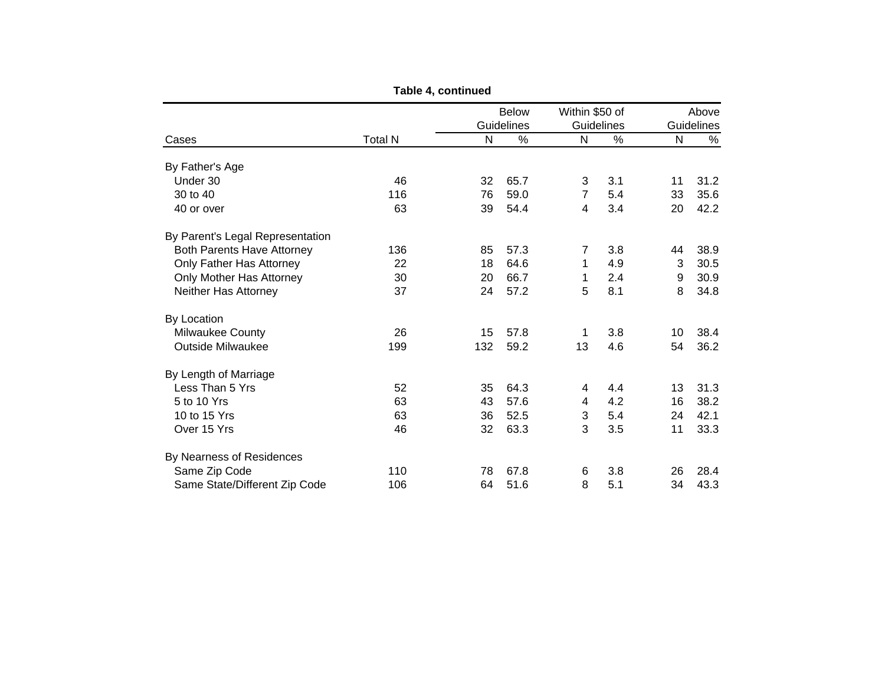**Table 4, continued**

| Cases | Total N | Below Guidelines | | Within $50 of Guidelines | | Above Guidelines | |
|---|---|---|---|---|---|---|---|
| | | N | % | N | % | N | % |
| **By Father's Age** | | | | | | | |
| Under 30 | 46 | 32 | 65.7 | 3 | 3.1 | 11 | 31.2 |
| 30 to 40 | 116 | 76 | 59.0 | 7 | 5.4 | 33 | 35.6 |
| 40 or over | 63 | 39 | 54.4 | 4 | 3.4 | 20 | 42.2 |
| **By Parent's Legal Representation** | | | | | | | |
| Both Parents Have Attorney | 136 | 85 | 57.3 | 7 | 3.8 | 44 | 38.9 |
| Only Father Has Attorney | 22 | 18 | 64.6 | 1 | 4.9 | 3 | 30.5 |
| Only Mother Has Attorney | 30 | 20 | 66.7 | 1 | 2.4 | 9 | 30.9 |
| Neither Has Attorney | 37 | 24 | 57.2 | 5 | 8.1 | 8 | 34.8 |
| **By Location** | | | | | | | |
| Milwaukee County | 26 | 15 | 57.8 | 1 | 3.8 | 10 | 38.4 |
| Outside Milwaukee | 199 | 132 | 59.2 | 13 | 4.6 | 54 | 36.2 |
| **By Length of Marriage** | | | | | | | |
| Less Than 5 Yrs | 52 | 35 | 64.3 | 4 | 4.4 | 13 | 31.3 |
| 5 to 10 Yrs | 63 | 43 | 57.6 | 4 | 4.2 | 16 | 38.2 |
| 10 to 15 Yrs | 63 | 36 | 52.5 | 3 | 5.4 | 24 | 42.1 |
| Over 15 Yrs | 46 | 32 | 63.3 | 3 | 3.5 | 11 | 33.3 |
| **By Nearness of Residences** | | | | | | | |
| Same Zip Code | 110 | 78 | 67.8 | 6 | 3.8 | 26 | 28.4 |
| Same State/Different Zip Code | 106 | 64 | 51.6 | 8 | 5.1 | 34 | 43.3 |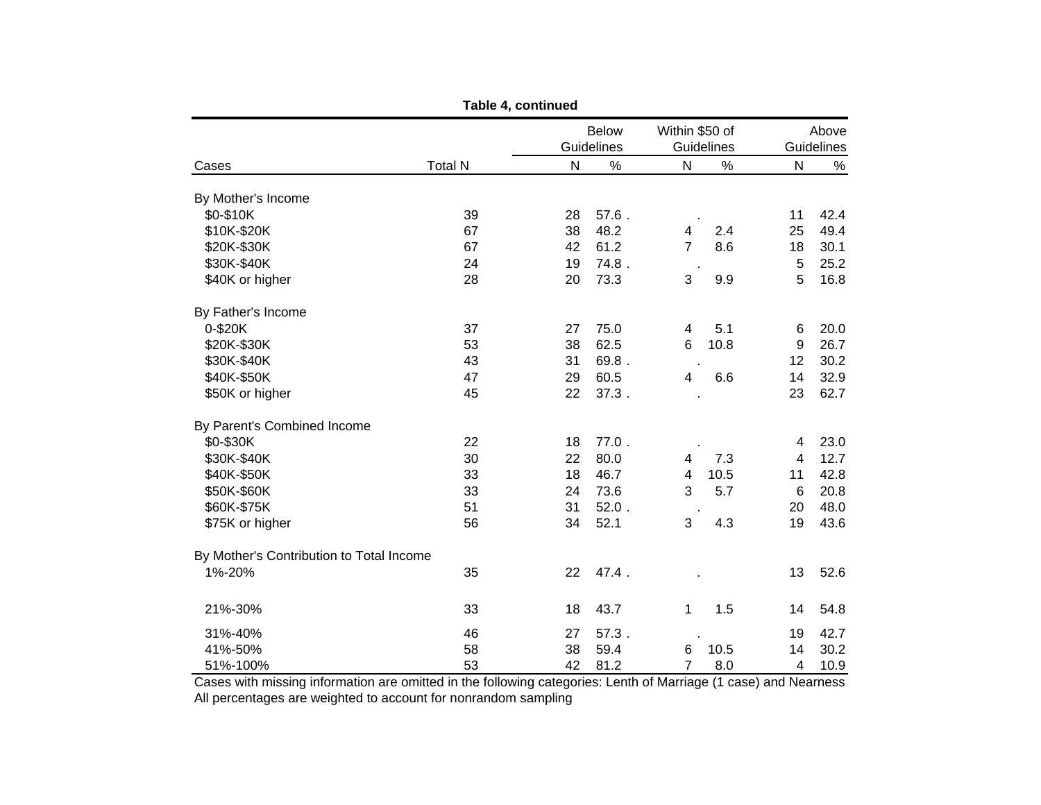**Table 4, continued**

| Cases | Total N | Below Guidelines N | Below Guidelines % | Within $50 of Guidelines N | Within $50 of Guidelines % | Above Guidelines N | Above Guidelines % |
|---|---|---|---|---|---|---|---|
| By Mother's Income | | | | | | | |
| $0-$10K | 39 | 28 | 57.6 | . | . | 11 | 42.4 |
| $10K-$20K | 67 | 38 | 48.2 | 4 | 2.4 | 25 | 49.4 |
| $20K-$30K | 67 | 42 | 61.2 | 7 | 8.6 | 18 | 30.1 |
| $30K-$40K | 24 | 19 | 74.8 | . | . | 5 | 25.2 |
| $40K or higher | 28 | 20 | 73.3 | 3 | 9.9 | 5 | 16.8 |
| By Father's Income | | | | | | | |
| 0-$20K | 37 | 27 | 75.0 | 4 | 5.1 | 6 | 20.0 |
| $20K-$30K | 53 | 38 | 62.5 | 6 | 10.8 | 9 | 26.7 |
| $30K-$40K | 43 | 31 | 69.8 | . | . | 12 | 30.2 |
| $40K-$50K | 47 | 29 | 60.5 | 4 | 6.6 | 14 | 32.9 |
| $50K or higher | 45 | 22 | 37.3 | . | . | 23 | 62.7 |
| By Parent's Combined Income | | | | | | | |
| $0-$30K | 22 | 18 | 77.0 | . | . | 4 | 23.0 |
| $30K-$40K | 30 | 22 | 80.0 | 4 | 7.3 | 4 | 12.7 |
| $40K-$50K | 33 | 18 | 46.7 | 4 | 10.5 | 11 | 42.8 |
| $50K-$60K | 33 | 24 | 73.6 | 3 | 5.7 | 6 | 20.8 |
| $60K-$75K | 51 | 31 | 52.0 | . | . | 20 | 48.0 |
| $75K or higher | 56 | 34 | 52.1 | 3 | 4.3 | 19 | 43.6 |
| By Mother's Contribution to Total Income | | | | | | | |
| 1%-20% | 35 | 22 | 47.4 | . | . | 13 | 52.6 |
| 21%-30% | 33 | 18 | 43.7 | 1 | 1.5 | 14 | 54.8 |
| 31%-40% | 46 | 27 | 57.3 | . | . | 19 | 42.7 |
| 41%-50% | 58 | 38 | 59.4 | 6 | 10.5 | 14 | 30.2 |
| 51%-100% | 53 | 42 | 81.2 | 7 | 8.0 | 4 | 10.9 |

Cases with missing information are omitted in the following categories: Lenth of Marriage (1 case) and Nearness
All percentages are weighted to account for nonrandom sampling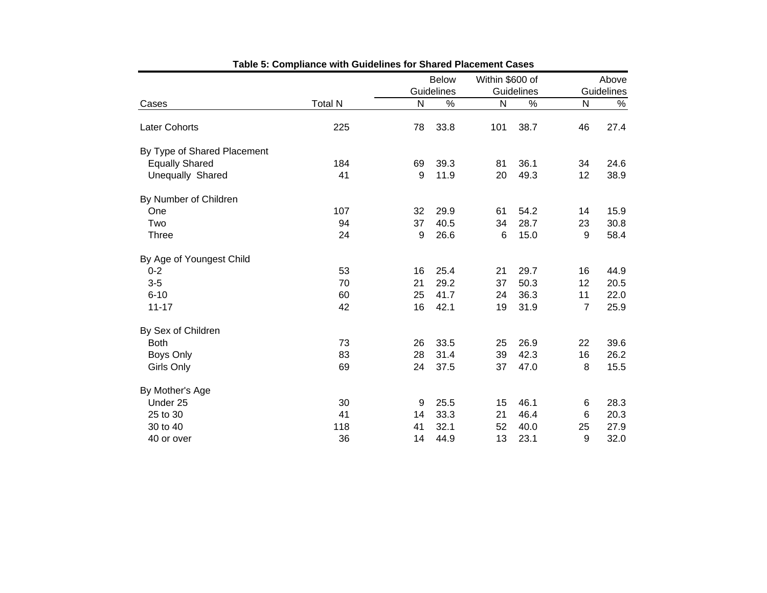**Table 5: Compliance with Guidelines for Shared Placement Cases**

| Cases | Total N | Below Guidelines | | Within $600 of Guidelines | | Above Guidelines | |
|---|---|---|---|---|---|---|---|
| | | N | % | N | % | N | % |
| Later Cohorts | 225 | 78 | 33.8 | 101 | 38.7 | 46 | 27.4 |
| By Type of Shared Placement | | | | | | | |
| Equally Shared | 184 | 69 | 39.3 | 81 | 36.1 | 34 | 24.6 |
| Unequally Shared | 41 | 9 | 11.9 | 20 | 49.3 | 12 | 38.9 |
| By Number of Children | | | | | | | |
| One | 107 | 32 | 29.9 | 61 | 54.2 | 14 | 15.9 |
| Two | 94 | 37 | 40.5 | 34 | 28.7 | 23 | 30.8 |
| Three | 24 | 9 | 26.6 | 6 | 15.0 | 9 | 58.4 |
| By Age of Youngest Child | | | | | | | |
| 0-2 | 53 | 16 | 25.4 | 21 | 29.7 | 16 | 44.9 |
| 3-5 | 70 | 21 | 29.2 | 37 | 50.3 | 12 | 20.5 |
| 6-10 | 60 | 25 | 41.7 | 24 | 36.3 | 11 | 22.0 |
| 11-17 | 42 | 16 | 42.1 | 19 | 31.9 | 7 | 25.9 |
| By Sex of Children | | | | | | | |
| Both | 73 | 26 | 33.5 | 25 | 26.9 | 22 | 39.6 |
| Boys Only | 83 | 28 | 31.4 | 39 | 42.3 | 16 | 26.2 |
| Girls Only | 69 | 24 | 37.5 | 37 | 47.0 | 8 | 15.5 |
| By Mother's Age | | | | | | | |
| Under 25 | 30 | 9 | 25.5 | 15 | 46.1 | 6 | 28.3 |
| 25 to 30 | 41 | 14 | 33.3 | 21 | 46.4 | 6 | 20.3 |
| 30 to 40 | 118 | 41 | 32.1 | 52 | 40.0 | 25 | 27.9 |
| 40 or over | 36 | 14 | 44.9 | 13 | 23.1 | 9 | 32.0 |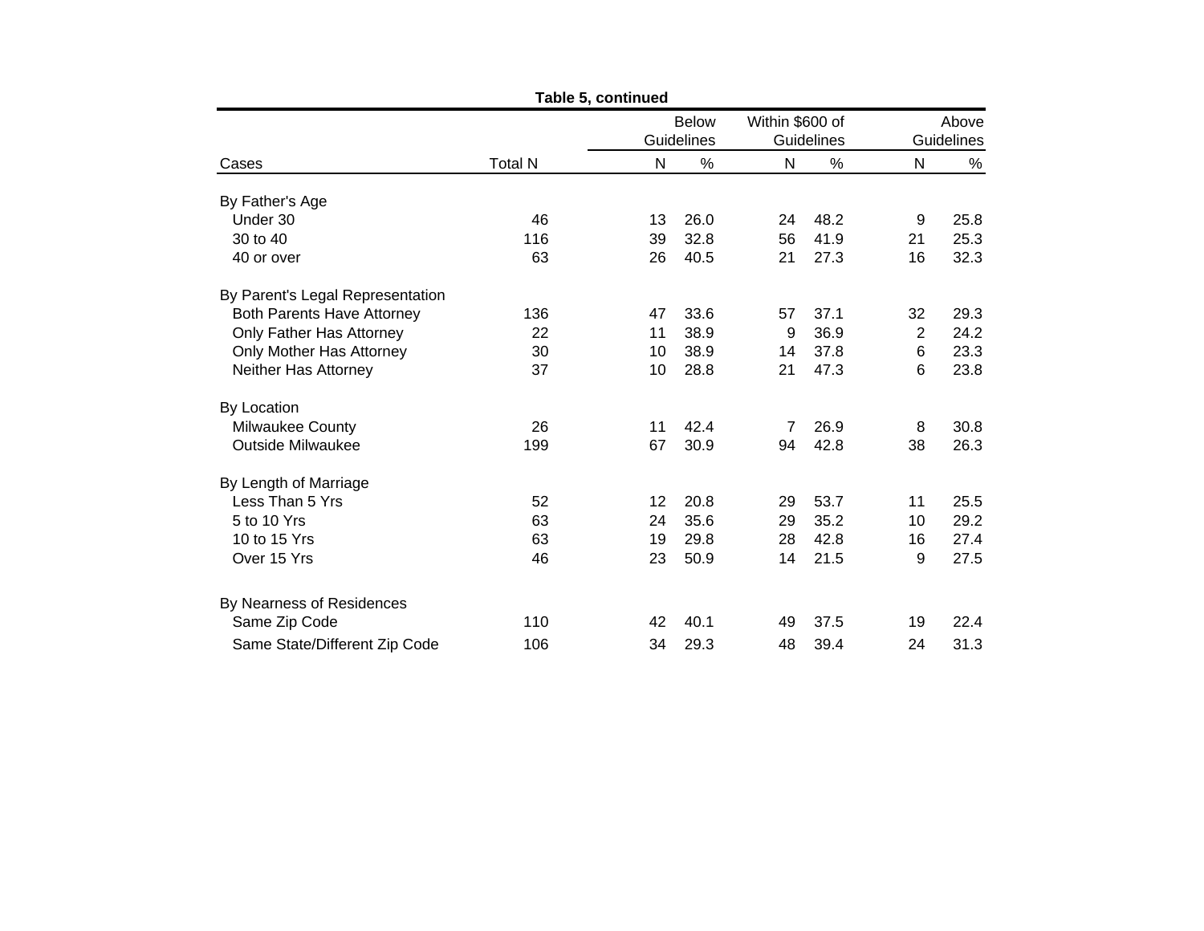**Table 5, continued**

| Cases | Total N | Below Guidelines | | Within $600 of Guidelines | | Above Guidelines | |
|---|---|---|---|---|---|---|---|
| | | N | % | N | % | N | % |
| By Father's Age | | | | | | | |
| Under 30 | 46 | 13 | 26.0 | 24 | 48.2 | 9 | 25.8 |
| 30 to 40 | 116 | 39 | 32.8 | 56 | 41.9 | 21 | 25.3 |
| 40 or over | 63 | 26 | 40.5 | 21 | 27.3 | 16 | 32.3 |
| By Parent's Legal Representation | | | | | | | |
| Both Parents Have Attorney | 136 | 47 | 33.6 | 57 | 37.1 | 32 | 29.3 |
| Only Father Has Attorney | 22 | 11 | 38.9 | 9 | 36.9 | 2 | 24.2 |
| Only Mother Has Attorney | 30 | 10 | 38.9 | 14 | 37.8 | 6 | 23.3 |
| Neither Has Attorney | 37 | 10 | 28.8 | 21 | 47.3 | 6 | 23.8 |
| By Location | | | | | | | |
| Milwaukee County | 26 | 11 | 42.4 | 7 | 26.9 | 8 | 30.8 |
| Outside Milwaukee | 199 | 67 | 30.9 | 94 | 42.8 | 38 | 26.3 |
| By Length of Marriage | | | | | | | |
| Less Than 5 Yrs | 52 | 12 | 20.8 | 29 | 53.7 | 11 | 25.5 |
| 5 to 10 Yrs | 63 | 24 | 35.6 | 29 | 35.2 | 10 | 29.2 |
| 10 to 15 Yrs | 63 | 19 | 29.8 | 28 | 42.8 | 16 | 27.4 |
| Over 15 Yrs | 46 | 23 | 50.9 | 14 | 21.5 | 9 | 27.5 |
| By Nearness of Residences | | | | | | | |
| Same Zip Code | 110 | 42 | 40.1 | 49 | 37.5 | 19 | 22.4 |
| Same State/Different Zip Code | 106 | 34 | 29.3 | 48 | 39.4 | 24 | 31.3 |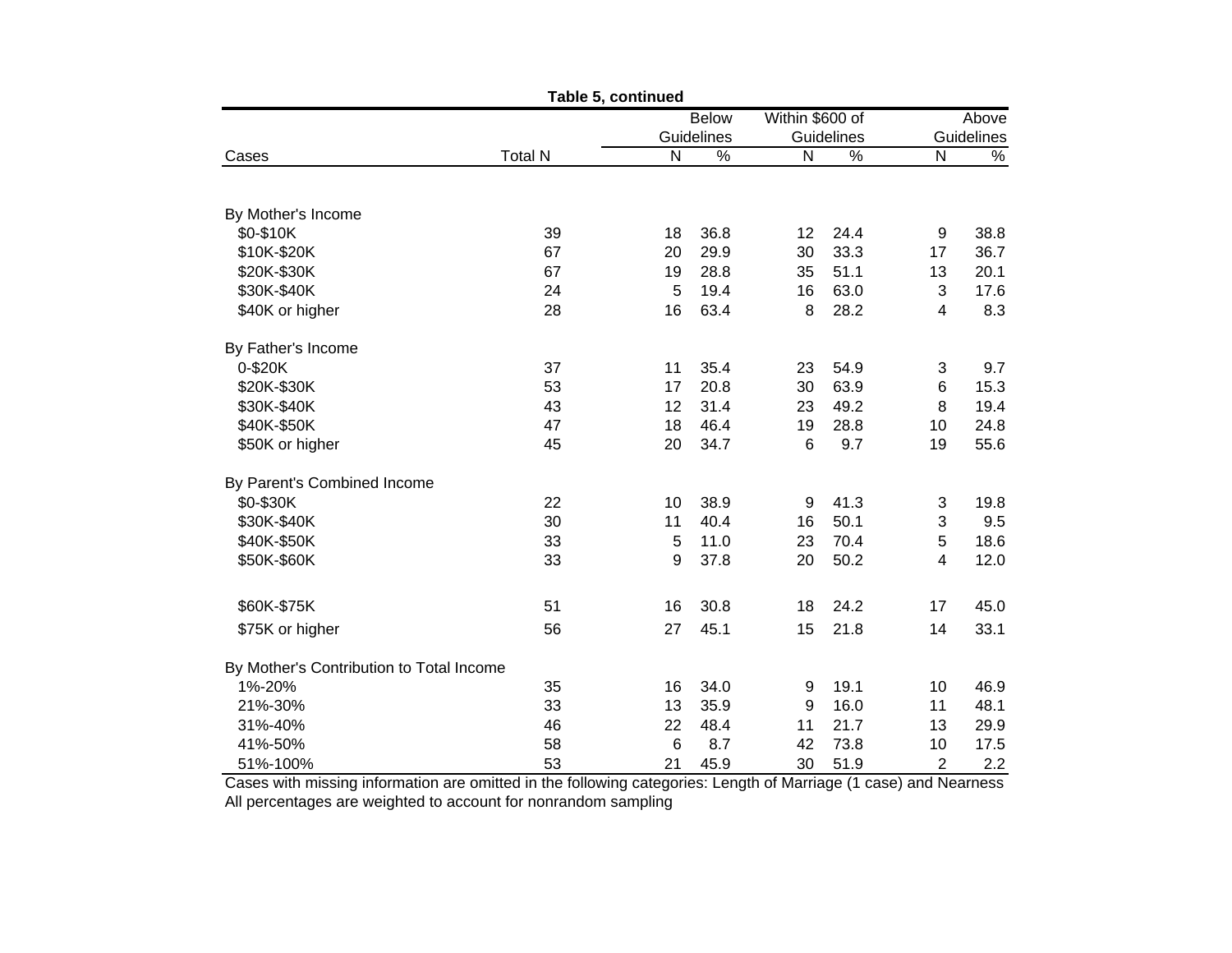**Table 5, continued**

| Cases | Total N | Below Guidelines N | Below Guidelines % | Within $600 of Guidelines N | Within $600 of Guidelines % | Above Guidelines N | Above Guidelines % |
|---|---|---|---|---|---|---|---|
| By Mother's Income | | | | | | | |
| $0-$10K | 39 | 18 | 36.8 | 12 | 24.4 | 9 | 38.8 |
| $10K-$20K | 67 | 20 | 29.9 | 30 | 33.3 | 17 | 36.7 |
| $20K-$30K | 67 | 19 | 28.8 | 35 | 51.1 | 13 | 20.1 |
| $30K-$40K | 24 | 5 | 19.4 | 16 | 63.0 | 3 | 17.6 |
| $40K or higher | 28 | 16 | 63.4 | 8 | 28.2 | 4 | 8.3 |
| By Father's Income | | | | | | | |
| 0-$20K | 37 | 11 | 35.4 | 23 | 54.9 | 3 | 9.7 |
| $20K-$30K | 53 | 17 | 20.8 | 30 | 63.9 | 6 | 15.3 |
| $30K-$40K | 43 | 12 | 31.4 | 23 | 49.2 | 8 | 19.4 |
| $40K-$50K | 47 | 18 | 46.4 | 19 | 28.8 | 10 | 24.8 |
| $50K or higher | 45 | 20 | 34.7 | 6 | 9.7 | 19 | 55.6 |
| By Parent's Combined Income | | | | | | | |
| $0-$30K | 22 | 10 | 38.9 | 9 | 41.3 | 3 | 19.8 |
| $30K-$40K | 30 | 11 | 40.4 | 16 | 50.1 | 3 | 9.5 |
| $40K-$50K | 33 | 5 | 11.0 | 23 | 70.4 | 5 | 18.6 |
| $50K-$60K | 33 | 9 | 37.8 | 20 | 50.2 | 4 | 12.0 |
| $60K-$75K | 51 | 16 | 30.8 | 18 | 24.2 | 17 | 45.0 |
| $75K or higher | 56 | 27 | 45.1 | 15 | 21.8 | 14 | 33.1 |
| By Mother's Contribution to Total Income | | | | | | | |
| 1%-20% | 35 | 16 | 34.0 | 9 | 19.1 | 10 | 46.9 |
| 21%-30% | 33 | 13 | 35.9 | 9 | 16.0 | 11 | 48.1 |
| 31%-40% | 46 | 22 | 48.4 | 11 | 21.7 | 13 | 29.9 |
| 41%-50% | 58 | 6 | 8.7 | 42 | 73.8 | 10 | 17.5 |
| 51%-100% | 53 | 21 | 45.9 | 30 | 51.9 | 2 | 2.2 |

Cases with missing information are omitted in the following categories: Length of Marriage (1 case) and Nearness
All percentages are weighted to account for nonrandom sampling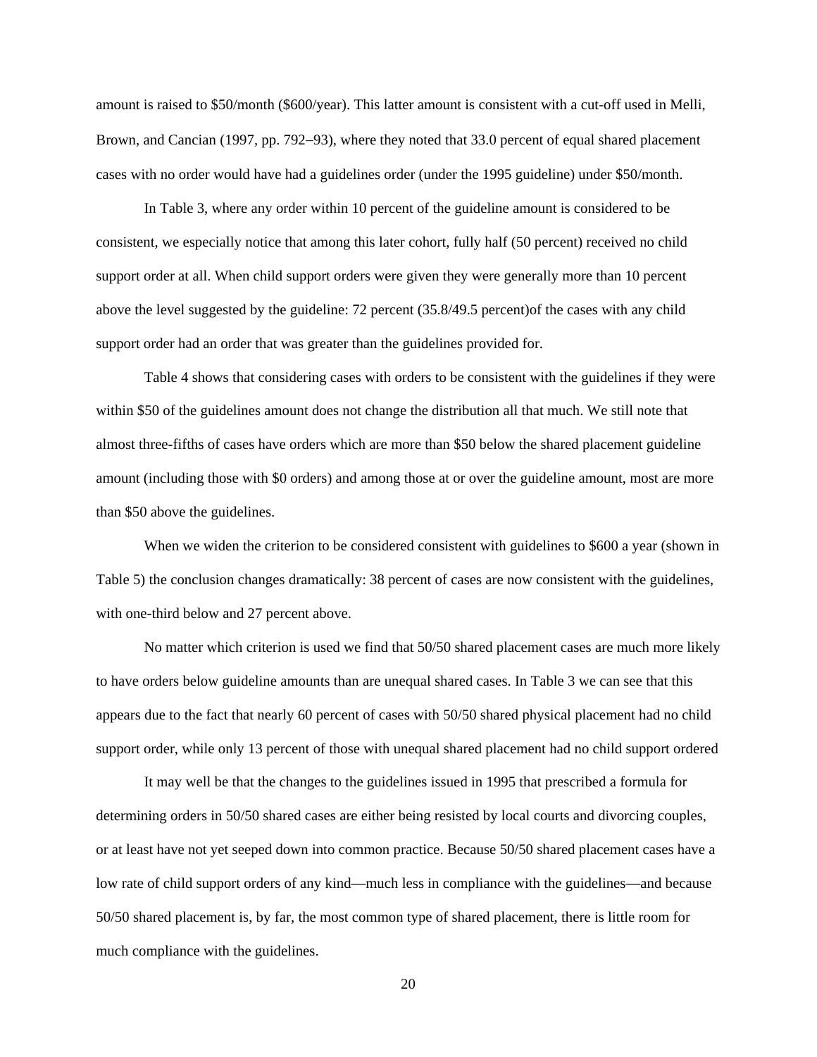amount is raised to $50/month ($600/year). This latter amount is consistent with a cut-off used in Melli, Brown, and Cancian (1997, pp. 792–93), where they noted that 33.0 percent of equal shared placement cases with no order would have had a guidelines order (under the 1995 guideline) under $50/month.

In Table 3, where any order within 10 percent of the guideline amount is considered to be consistent, we especially notice that among this later cohort, fully half (50 percent) received no child support order at all. When child support orders were given they were generally more than 10 percent above the level suggested by the guideline: 72 percent (35.8/49.5 percent)of the cases with any child support order had an order that was greater than the guidelines provided for.

Table 4 shows that considering cases with orders to be consistent with the guidelines if they were within $50 of the guidelines amount does not change the distribution all that much. We still note that almost three-fifths of cases have orders which are more than $50 below the shared placement guideline amount (including those with $0 orders) and among those at or over the guideline amount, most are more than $50 above the guidelines.

When we widen the criterion to be considered consistent with guidelines to $600 a year (shown in Table 5) the conclusion changes dramatically: 38 percent of cases are now consistent with the guidelines, with one-third below and 27 percent above.

No matter which criterion is used we find that 50/50 shared placement cases are much more likely to have orders below guideline amounts than are unequal shared cases. In Table 3 we can see that this appears due to the fact that nearly 60 percent of cases with 50/50 shared physical placement had no child support order, while only 13 percent of those with unequal shared placement had no child support ordered

It may well be that the changes to the guidelines issued in 1995 that prescribed a formula for determining orders in 50/50 shared cases are either being resisted by local courts and divorcing couples, or at least have not yet seeped down into common practice. Because 50/50 shared placement cases have a low rate of child support orders of any kind—much less in compliance with the guidelines—and because 50/50 shared placement is, by far, the most common type of shared placement, there is little room for much compliance with the guidelines.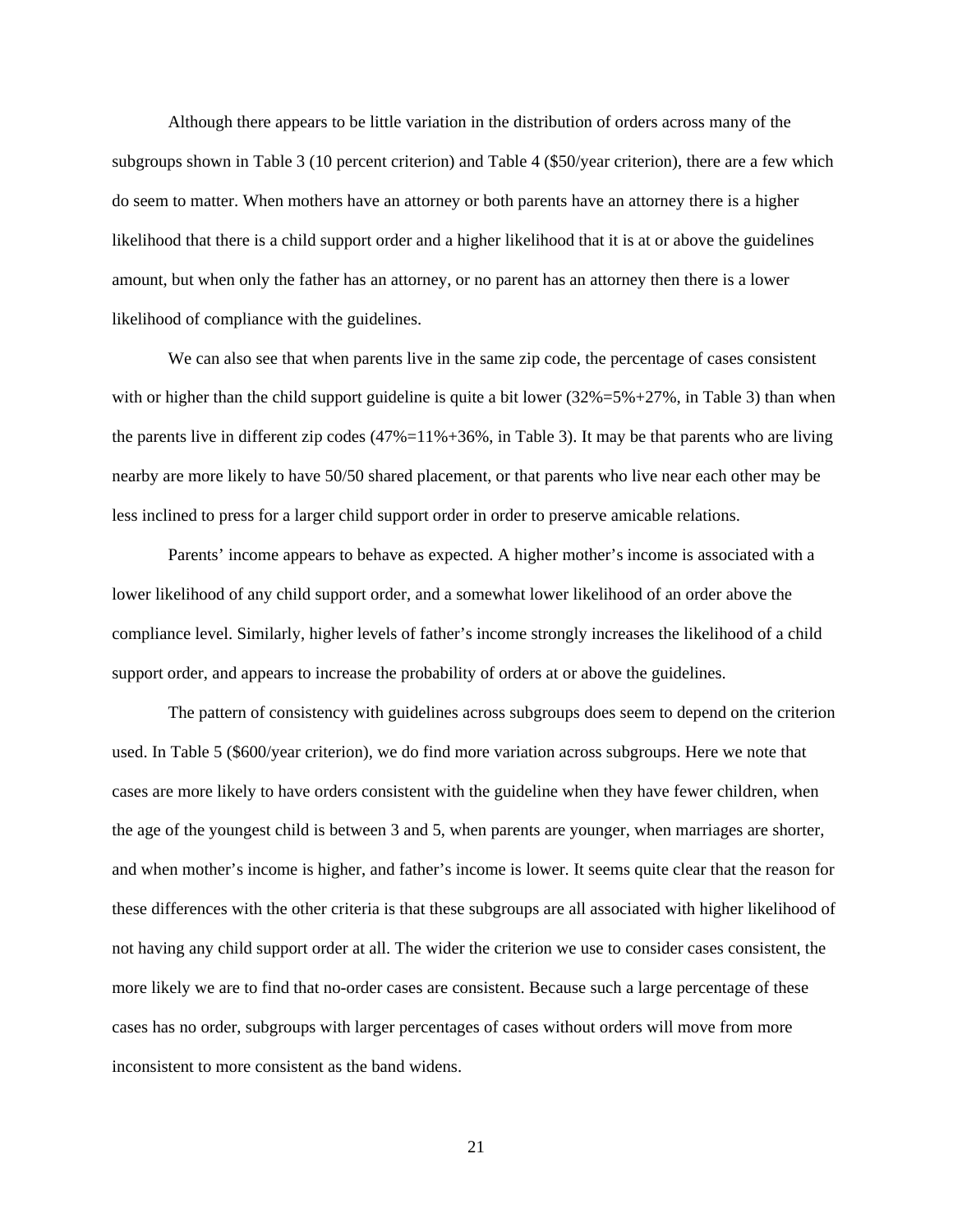Although there appears to be little variation in the distribution of orders across many of the subgroups shown in Table 3 (10 percent criterion) and Table 4 ($50/year criterion), there are a few which do seem to matter. When mothers have an attorney or both parents have an attorney there is a higher likelihood that there is a child support order and a higher likelihood that it is at or above the guidelines amount, but when only the father has an attorney, or no parent has an attorney then there is a lower likelihood of compliance with the guidelines.

We can also see that when parents live in the same zip code, the percentage of cases consistent with or higher than the child support guideline is quite a bit lower (32%=5%+27%, in Table 3) than when the parents live in different zip codes (47%=11%+36%, in Table 3). It may be that parents who are living nearby are more likely to have 50/50 shared placement, or that parents who live near each other may be less inclined to press for a larger child support order in order to preserve amicable relations.

Parents' income appears to behave as expected. A higher mother's income is associated with a lower likelihood of any child support order, and a somewhat lower likelihood of an order above the compliance level. Similarly, higher levels of father's income strongly increases the likelihood of a child support order, and appears to increase the probability of orders at or above the guidelines.

The pattern of consistency with guidelines across subgroups does seem to depend on the criterion used. In Table 5 ($600/year criterion), we do find more variation across subgroups. Here we note that cases are more likely to have orders consistent with the guideline when they have fewer children, when the age of the youngest child is between 3 and 5, when parents are younger, when marriages are shorter, and when mother's income is higher, and father's income is lower. It seems quite clear that the reason for these differences with the other criteria is that these subgroups are all associated with higher likelihood of not having any child support order at all. The wider the criterion we use to consider cases consistent, the more likely we are to find that no-order cases are consistent. Because such a large percentage of these cases has no order, subgroups with larger percentages of cases without orders will move from more inconsistent to more consistent as the band widens.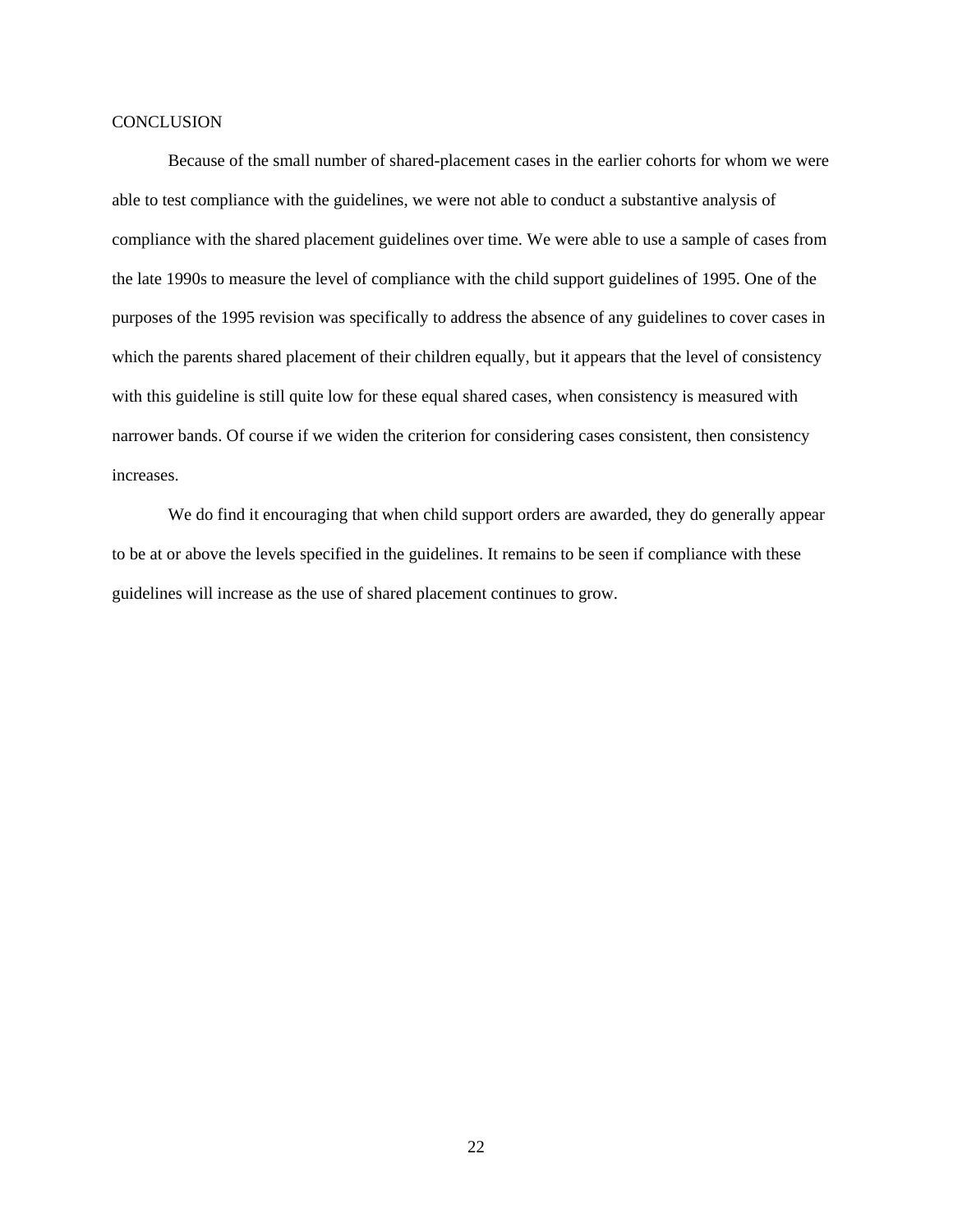## CONCLUSION

Because of the small number of shared-placement cases in the earlier cohorts for whom we were able to test compliance with the guidelines, we were not able to conduct a substantive analysis of compliance with the shared placement guidelines over time. We were able to use a sample of cases from the late 1990s to measure the level of compliance with the child support guidelines of 1995. One of the purposes of the 1995 revision was specifically to address the absence of any guidelines to cover cases in which the parents shared placement of their children equally, but it appears that the level of consistency with this guideline is still quite low for these equal shared cases, when consistency is measured with narrower bands. Of course if we widen the criterion for considering cases consistent, then consistency increases.

We do find it encouraging that when child support orders are awarded, they do generally appear to be at or above the levels specified in the guidelines. It remains to be seen if compliance with these guidelines will increase as the use of shared placement continues to grow.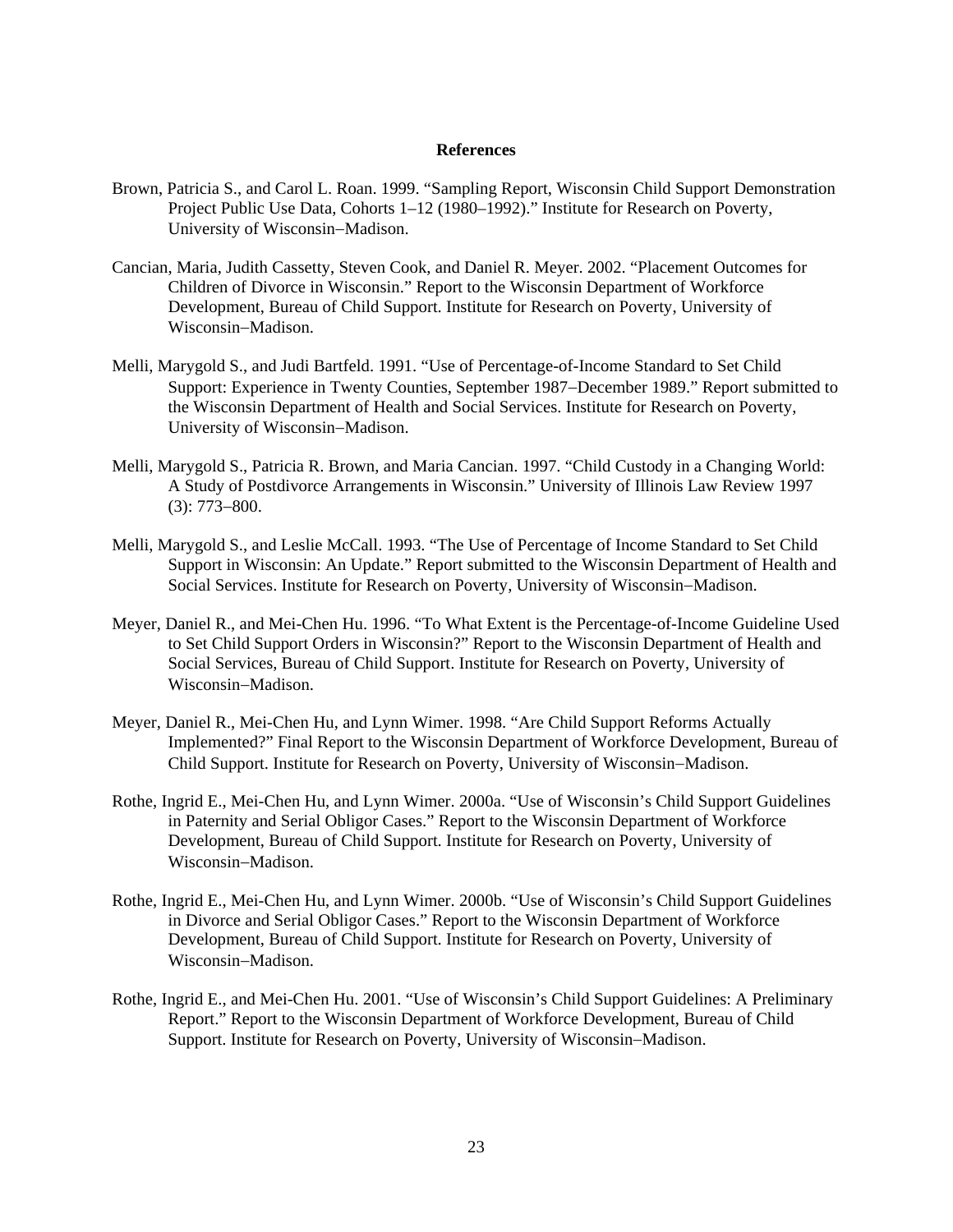## References

Brown, Patricia S., and Carol L. Roan. 1999. "Sampling Report, Wisconsin Child Support Demonstration Project Public Use Data, Cohorts 1–12 (1980–1992)." Institute for Research on Poverty, University of Wisconsin–Madison.

Cancian, Maria, Judith Cassetty, Steven Cook, and Daniel R. Meyer. 2002. "Placement Outcomes for Children of Divorce in Wisconsin." Report to the Wisconsin Department of Workforce Development, Bureau of Child Support. Institute for Research on Poverty, University of Wisconsin–Madison.

Melli, Marygold S., and Judi Bartfeld. 1991. "Use of Percentage-of-Income Standard to Set Child Support: Experience in Twenty Counties, September 1987–December 1989." Report submitted to the Wisconsin Department of Health and Social Services. Institute for Research on Poverty, University of Wisconsin–Madison.

Melli, Marygold S., Patricia R. Brown, and Maria Cancian. 1997. "Child Custody in a Changing World: A Study of Postdivorce Arrangements in Wisconsin." University of Illinois Law Review 1997 (3): 773–800.

Melli, Marygold S., and Leslie McCall. 1993. "The Use of Percentage of Income Standard to Set Child Support in Wisconsin: An Update." Report submitted to the Wisconsin Department of Health and Social Services. Institute for Research on Poverty, University of Wisconsin–Madison.

Meyer, Daniel R., and Mei-Chen Hu. 1996. "To What Extent is the Percentage-of-Income Guideline Used to Set Child Support Orders in Wisconsin?" Report to the Wisconsin Department of Health and Social Services, Bureau of Child Support. Institute for Research on Poverty, University of Wisconsin–Madison.

Meyer, Daniel R., Mei-Chen Hu, and Lynn Wimer. 1998. "Are Child Support Reforms Actually Implemented?" Final Report to the Wisconsin Department of Workforce Development, Bureau of Child Support. Institute for Research on Poverty, University of Wisconsin–Madison.

Rothe, Ingrid E., Mei-Chen Hu, and Lynn Wimer. 2000a. "Use of Wisconsin's Child Support Guidelines in Paternity and Serial Obligor Cases." Report to the Wisconsin Department of Workforce Development, Bureau of Child Support. Institute for Research on Poverty, University of Wisconsin–Madison.

Rothe, Ingrid E., Mei-Chen Hu, and Lynn Wimer. 2000b. "Use of Wisconsin's Child Support Guidelines in Divorce and Serial Obligor Cases." Report to the Wisconsin Department of Workforce Development, Bureau of Child Support. Institute for Research on Poverty, University of Wisconsin–Madison.

Rothe, Ingrid E., and Mei-Chen Hu. 2001. "Use of Wisconsin's Child Support Guidelines: A Preliminary Report." Report to the Wisconsin Department of Workforce Development, Bureau of Child Support. Institute for Research on Poverty, University of Wisconsin–Madison.